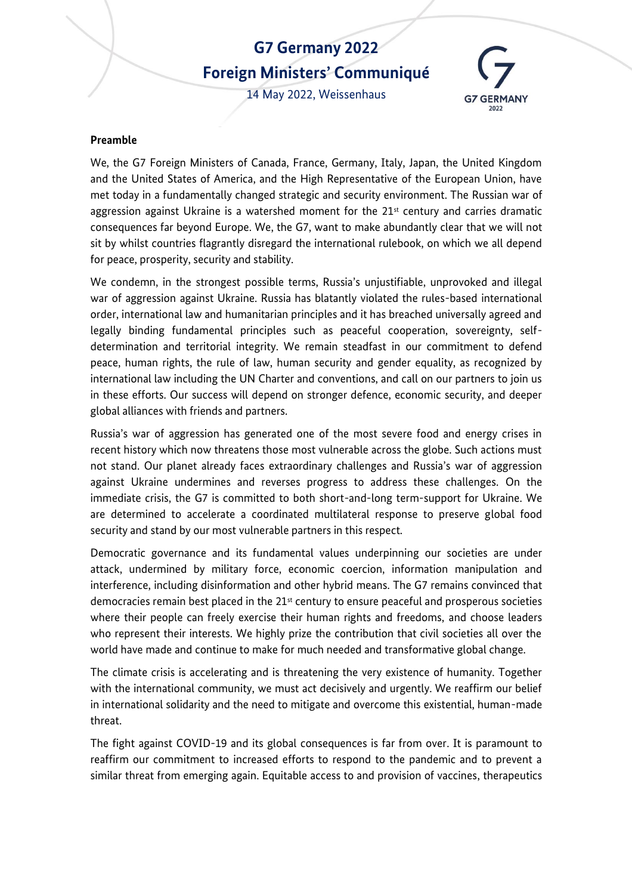# G7 Germany 2022
# Foreign Ministers' Communiqué

14 May 2022, Weissenhaus

## Preamble

We, the G7 Foreign Ministers of Canada, France, Germany, Italy, Japan, the United Kingdom and the United States of America, and the High Representative of the European Union, have met today in a fundamentally changed strategic and security environment. The Russian war of aggression against Ukraine is a watershed moment for the 21st century and carries dramatic consequences far beyond Europe. We, the G7, want to make abundantly clear that we will not sit by whilst countries flagrantly disregard the international rulebook, on which we all depend for peace, prosperity, security and stability.

We condemn, in the strongest possible terms, Russia's unjustifiable, unprovoked and illegal war of aggression against Ukraine. Russia has blatantly violated the rules-based international order, international law and humanitarian principles and it has breached universally agreed and legally binding fundamental principles such as peaceful cooperation, sovereignty, self-determination and territorial integrity. We remain steadfast in our commitment to defend peace, human rights, the rule of law, human security and gender equality, as recognized by international law including the UN Charter and conventions, and call on our partners to join us in these efforts. Our success will depend on stronger defence, economic security, and deeper global alliances with friends and partners.

Russia's war of aggression has generated one of the most severe food and energy crises in recent history which now threatens those most vulnerable across the globe. Such actions must not stand. Our planet already faces extraordinary challenges and Russia's war of aggression against Ukraine undermines and reverses progress to address these challenges. On the immediate crisis, the G7 is committed to both short-and-long term-support for Ukraine. We are determined to accelerate a coordinated multilateral response to preserve global food security and stand by our most vulnerable partners in this respect.

Democratic governance and its fundamental values underpinning our societies are under attack, undermined by military force, economic coercion, information manipulation and interference, including disinformation and other hybrid means. The G7 remains convinced that democracies remain best placed in the 21st century to ensure peaceful and prosperous societies where their people can freely exercise their human rights and freedoms, and choose leaders who represent their interests. We highly prize the contribution that civil societies all over the world have made and continue to make for much needed and transformative global change.

The climate crisis is accelerating and is threatening the very existence of humanity. Together with the international community, we must act decisively and urgently. We reaffirm our belief in international solidarity and the need to mitigate and overcome this existential, human-made threat.

The fight against COVID-19 and its global consequences is far from over. It is paramount to reaffirm our commitment to increased efforts to respond to the pandemic and to prevent a similar threat from emerging again. Equitable access to and provision of vaccines, therapeutics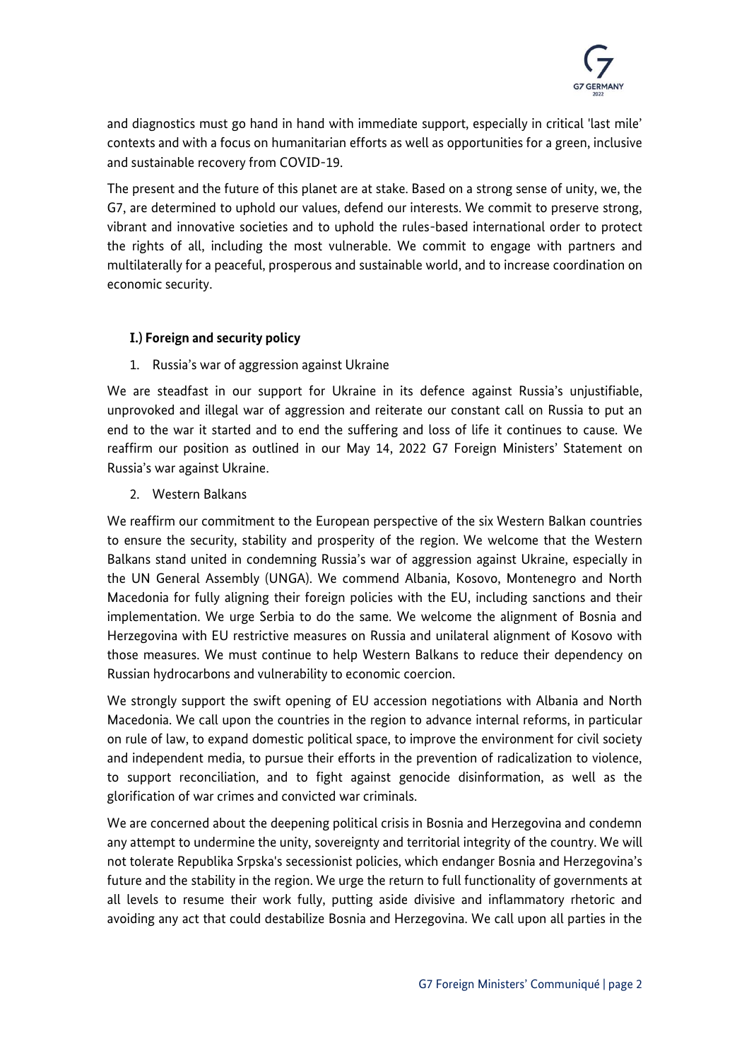and diagnostics must go hand in hand with immediate support, especially in critical 'last mile' contexts and with a focus on humanitarian efforts as well as opportunities for a green, inclusive and sustainable recovery from COVID-19.

The present and the future of this planet are at stake. Based on a strong sense of unity, we, the G7, are determined to uphold our values, defend our interests. We commit to preserve strong, vibrant and innovative societies and to uphold the rules-based international order to protect the rights of all, including the most vulnerable. We commit to engage with partners and multilaterally for a peaceful, prosperous and sustainable world, and to increase coordination on economic security.

## I.) Foreign and security policy

### 1. Russia's war of aggression against Ukraine

We are steadfast in our support for Ukraine in its defence against Russia's unjustifiable, unprovoked and illegal war of aggression and reiterate our constant call on Russia to put an end to the war it started and to end the suffering and loss of life it continues to cause. We reaffirm our position as outlined in our May 14, 2022 G7 Foreign Ministers' Statement on Russia's war against Ukraine.

### 2. Western Balkans

We reaffirm our commitment to the European perspective of the six Western Balkan countries to ensure the security, stability and prosperity of the region. We welcome that the Western Balkans stand united in condemning Russia's war of aggression against Ukraine, especially in the UN General Assembly (UNGA). We commend Albania, Kosovo, Montenegro and North Macedonia for fully aligning their foreign policies with the EU, including sanctions and their implementation. We urge Serbia to do the same. We welcome the alignment of Bosnia and Herzegovina with EU restrictive measures on Russia and unilateral alignment of Kosovo with those measures. We must continue to help Western Balkans to reduce their dependency on Russian hydrocarbons and vulnerability to economic coercion.

We strongly support the swift opening of EU accession negotiations with Albania and North Macedonia. We call upon the countries in the region to advance internal reforms, in particular on rule of law, to expand domestic political space, to improve the environment for civil society and independent media, to pursue their efforts in the prevention of radicalization to violence, to support reconciliation, and to fight against genocide disinformation, as well as the glorification of war crimes and convicted war criminals.

We are concerned about the deepening political crisis in Bosnia and Herzegovina and condemn any attempt to undermine the unity, sovereignty and territorial integrity of the country. We will not tolerate Republika Srpska's secessionist policies, which endanger Bosnia and Herzegovina's future and the stability in the region. We urge the return to full functionality of governments at all levels to resume their work fully, putting aside divisive and inflammatory rhetoric and avoiding any act that could destabilize Bosnia and Herzegovina. We call upon all parties in the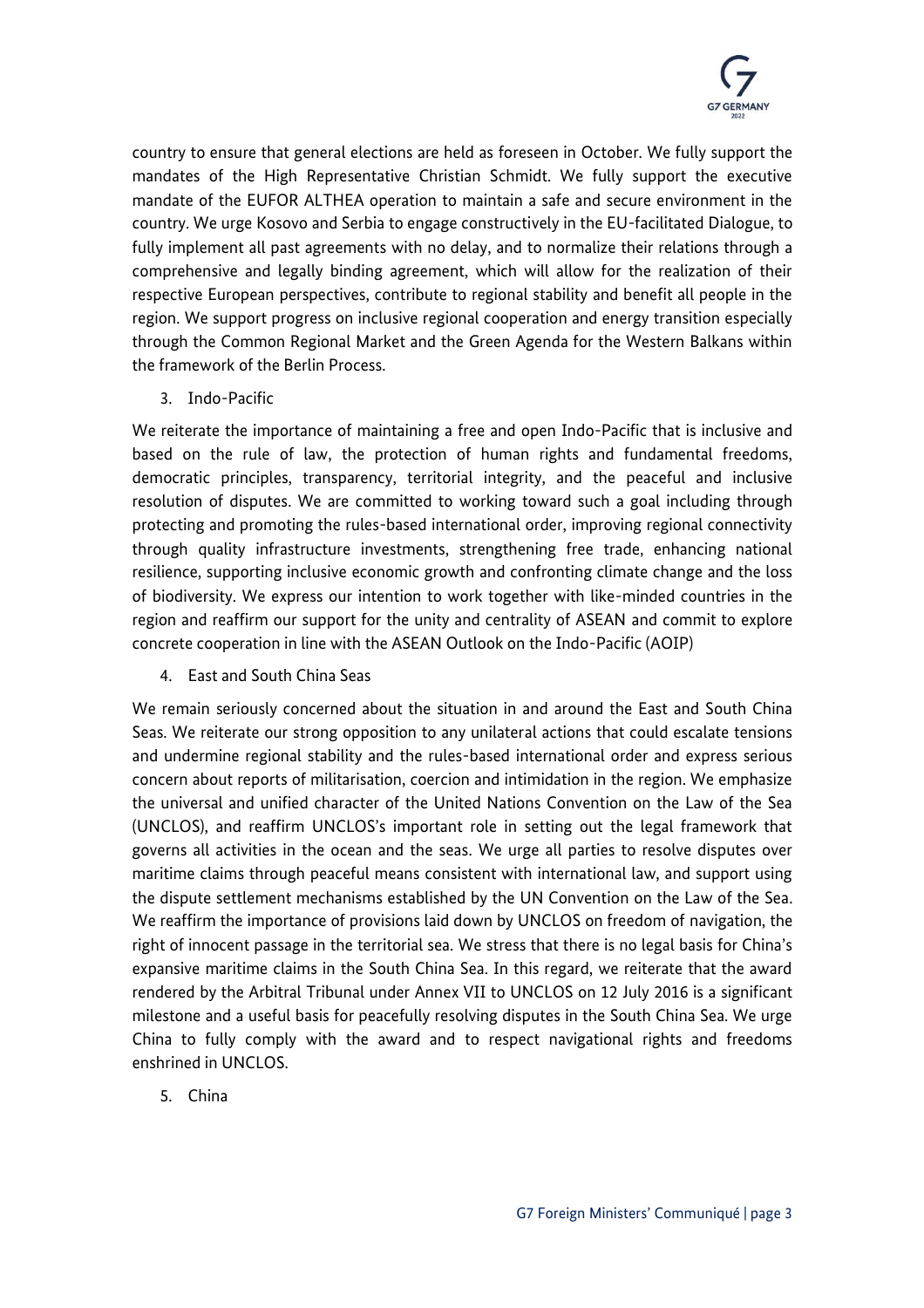country to ensure that general elections are held as foreseen in October. We fully support the mandates of the High Representative Christian Schmidt. We fully support the executive mandate of the EUFOR ALTHEA operation to maintain a safe and secure environment in the country. We urge Kosovo and Serbia to engage constructively in the EU-facilitated Dialogue, to fully implement all past agreements with no delay, and to normalize their relations through a comprehensive and legally binding agreement, which will allow for the realization of their respective European perspectives, contribute to regional stability and benefit all people in the region. We support progress on inclusive regional cooperation and energy transition especially through the Common Regional Market and the Green Agenda for the Western Balkans within the framework of the Berlin Process.

3. Indo-Pacific

We reiterate the importance of maintaining a free and open Indo-Pacific that is inclusive and based on the rule of law, the protection of human rights and fundamental freedoms, democratic principles, transparency, territorial integrity, and the peaceful and inclusive resolution of disputes. We are committed to working toward such a goal including through protecting and promoting the rules-based international order, improving regional connectivity through quality infrastructure investments, strengthening free trade, enhancing national resilience, supporting inclusive economic growth and confronting climate change and the loss of biodiversity. We express our intention to work together with like-minded countries in the region and reaffirm our support for the unity and centrality of ASEAN and commit to explore concrete cooperation in line with the ASEAN Outlook on the Indo-Pacific (AOIP)

4. East and South China Seas

We remain seriously concerned about the situation in and around the East and South China Seas. We reiterate our strong opposition to any unilateral actions that could escalate tensions and undermine regional stability and the rules-based international order and express serious concern about reports of militarisation, coercion and intimidation in the region. We emphasize the universal and unified character of the United Nations Convention on the Law of the Sea (UNCLOS), and reaffirm UNCLOS's important role in setting out the legal framework that governs all activities in the ocean and the seas. We urge all parties to resolve disputes over maritime claims through peaceful means consistent with international law, and support using the dispute settlement mechanisms established by the UN Convention on the Law of the Sea. We reaffirm the importance of provisions laid down by UNCLOS on freedom of navigation, the right of innocent passage in the territorial sea. We stress that there is no legal basis for China's expansive maritime claims in the South China Sea. In this regard, we reiterate that the award rendered by the Arbitral Tribunal under Annex VII to UNCLOS on 12 July 2016 is a significant milestone and a useful basis for peacefully resolving disputes in the South China Sea. We urge China to fully comply with the award and to respect navigational rights and freedoms enshrined in UNCLOS.

5. China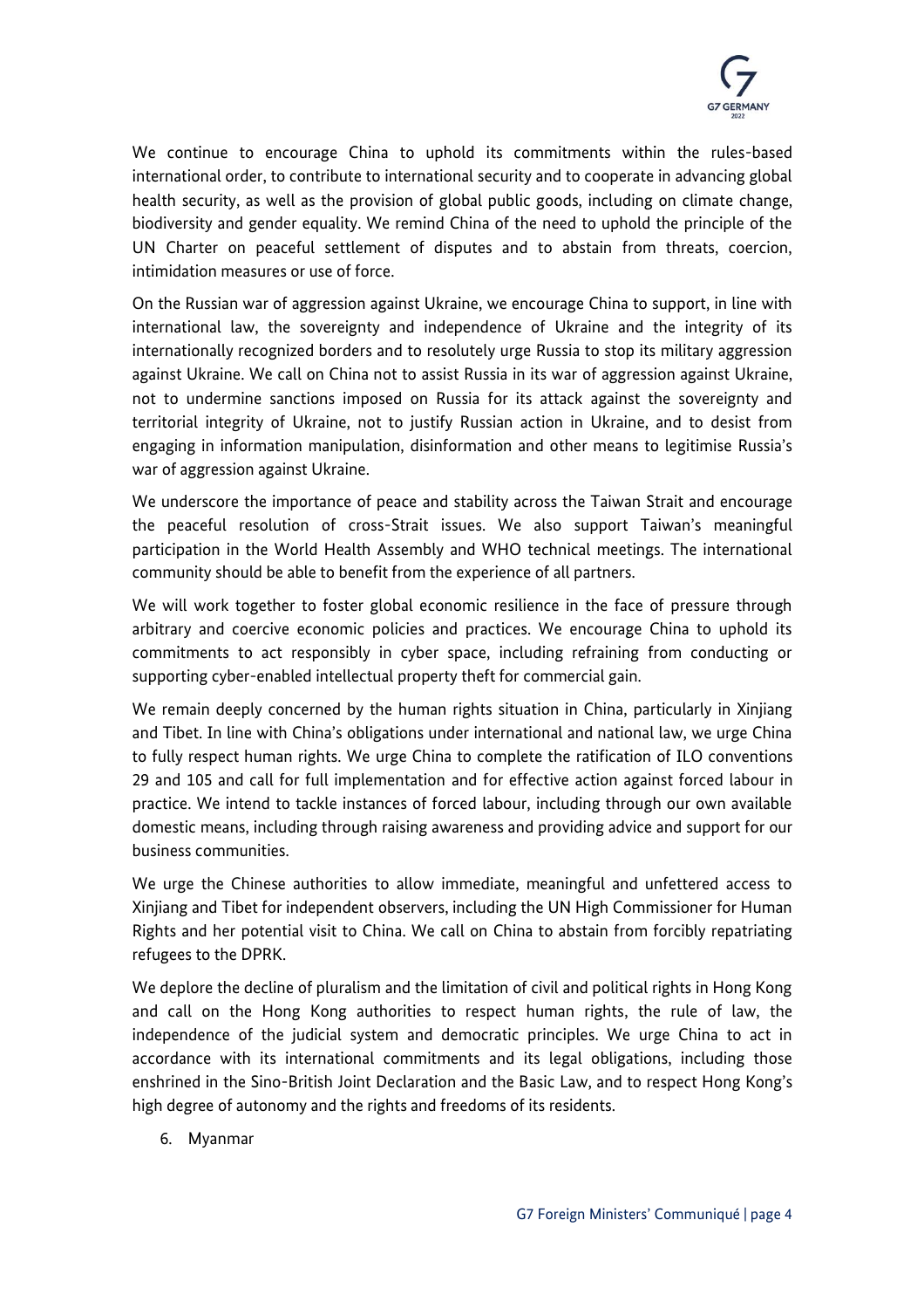We continue to encourage China to uphold its commitments within the rules-based international order, to contribute to international security and to cooperate in advancing global health security, as well as the provision of global public goods, including on climate change, biodiversity and gender equality. We remind China of the need to uphold the principle of the UN Charter on peaceful settlement of disputes and to abstain from threats, coercion, intimidation measures or use of force.

On the Russian war of aggression against Ukraine, we encourage China to support, in line with international law, the sovereignty and independence of Ukraine and the integrity of its internationally recognized borders and to resolutely urge Russia to stop its military aggression against Ukraine. We call on China not to assist Russia in its war of aggression against Ukraine, not to undermine sanctions imposed on Russia for its attack against the sovereignty and territorial integrity of Ukraine, not to justify Russian action in Ukraine, and to desist from engaging in information manipulation, disinformation and other means to legitimise Russia's war of aggression against Ukraine.

We underscore the importance of peace and stability across the Taiwan Strait and encourage the peaceful resolution of cross-Strait issues. We also support Taiwan's meaningful participation in the World Health Assembly and WHO technical meetings. The international community should be able to benefit from the experience of all partners.

We will work together to foster global economic resilience in the face of pressure through arbitrary and coercive economic policies and practices. We encourage China to uphold its commitments to act responsibly in cyber space, including refraining from conducting or supporting cyber-enabled intellectual property theft for commercial gain.

We remain deeply concerned by the human rights situation in China, particularly in Xinjiang and Tibet. In line with China's obligations under international and national law, we urge China to fully respect human rights. We urge China to complete the ratification of ILO conventions 29 and 105 and call for full implementation and for effective action against forced labour in practice. We intend to tackle instances of forced labour, including through our own available domestic means, including through raising awareness and providing advice and support for our business communities.

We urge the Chinese authorities to allow immediate, meaningful and unfettered access to Xinjiang and Tibet for independent observers, including the UN High Commissioner for Human Rights and her potential visit to China. We call on China to abstain from forcibly repatriating refugees to the DPRK.

We deplore the decline of pluralism and the limitation of civil and political rights in Hong Kong and call on the Hong Kong authorities to respect human rights, the rule of law, the independence of the judicial system and democratic principles. We urge China to act in accordance with its international commitments and its legal obligations, including those enshrined in the Sino-British Joint Declaration and the Basic Law, and to respect Hong Kong's high degree of autonomy and the rights and freedoms of its residents.

6. Myanmar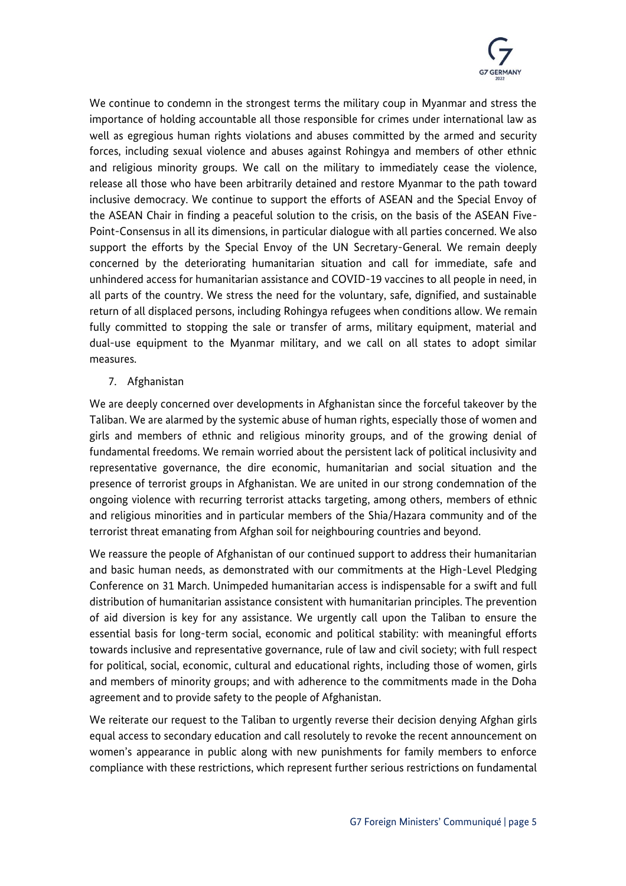We continue to condemn in the strongest terms the military coup in Myanmar and stress the importance of holding accountable all those responsible for crimes under international law as well as egregious human rights violations and abuses committed by the armed and security forces, including sexual violence and abuses against Rohingya and members of other ethnic and religious minority groups. We call on the military to immediately cease the violence, release all those who have been arbitrarily detained and restore Myanmar to the path toward inclusive democracy. We continue to support the efforts of ASEAN and the Special Envoy of the ASEAN Chair in finding a peaceful solution to the crisis, on the basis of the ASEAN Five-Point-Consensus in all its dimensions, in particular dialogue with all parties concerned. We also support the efforts by the Special Envoy of the UN Secretary-General. We remain deeply concerned by the deteriorating humanitarian situation and call for immediate, safe and unhindered access for humanitarian assistance and COVID-19 vaccines to all people in need, in all parts of the country. We stress the need for the voluntary, safe, dignified, and sustainable return of all displaced persons, including Rohingya refugees when conditions allow. We remain fully committed to stopping the sale or transfer of arms, military equipment, material and dual-use equipment to the Myanmar military, and we call on all states to adopt similar measures.

7. Afghanistan

We are deeply concerned over developments in Afghanistan since the forceful takeover by the Taliban. We are alarmed by the systemic abuse of human rights, especially those of women and girls and members of ethnic and religious minority groups, and of the growing denial of fundamental freedoms. We remain worried about the persistent lack of political inclusivity and representative governance, the dire economic, humanitarian and social situation and the presence of terrorist groups in Afghanistan. We are united in our strong condemnation of the ongoing violence with recurring terrorist attacks targeting, among others, members of ethnic and religious minorities and in particular members of the Shia/Hazara community and of the terrorist threat emanating from Afghan soil for neighbouring countries and beyond.

We reassure the people of Afghanistan of our continued support to address their humanitarian and basic human needs, as demonstrated with our commitments at the High-Level Pledging Conference on 31 March. Unimpeded humanitarian access is indispensable for a swift and full distribution of humanitarian assistance consistent with humanitarian principles. The prevention of aid diversion is key for any assistance. We urgently call upon the Taliban to ensure the essential basis for long-term social, economic and political stability: with meaningful efforts towards inclusive and representative governance, rule of law and civil society; with full respect for political, social, economic, cultural and educational rights, including those of women, girls and members of minority groups; and with adherence to the commitments made in the Doha agreement and to provide safety to the people of Afghanistan.

We reiterate our request to the Taliban to urgently reverse their decision denying Afghan girls equal access to secondary education and call resolutely to revoke the recent announcement on women's appearance in public along with new punishments for family members to enforce compliance with these restrictions, which represent further serious restrictions on fundamental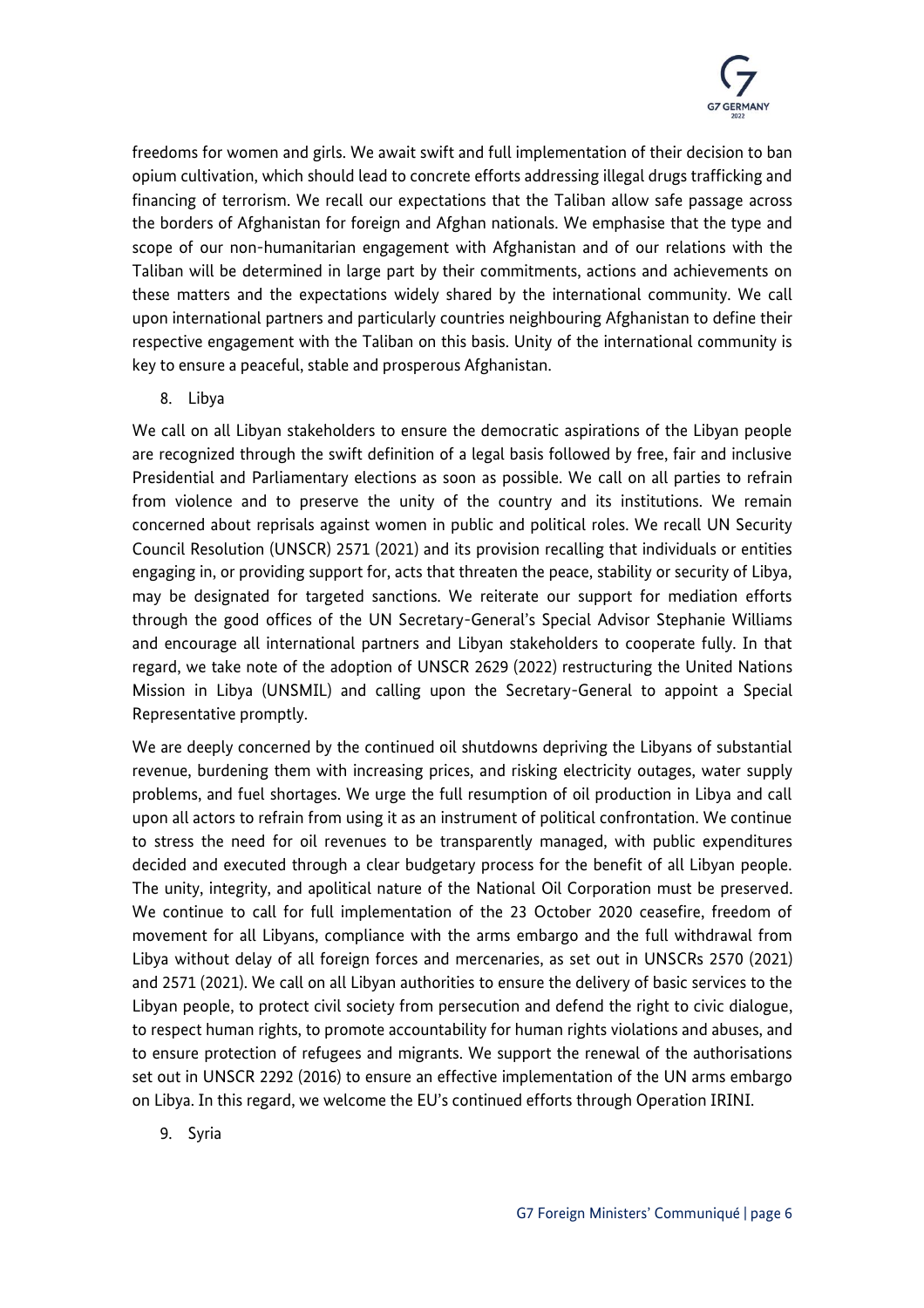freedoms for women and girls. We await swift and full implementation of their decision to ban opium cultivation, which should lead to concrete efforts addressing illegal drugs trafficking and financing of terrorism. We recall our expectations that the Taliban allow safe passage across the borders of Afghanistan for foreign and Afghan nationals. We emphasise that the type and scope of our non-humanitarian engagement with Afghanistan and of our relations with the Taliban will be determined in large part by their commitments, actions and achievements on these matters and the expectations widely shared by the international community. We call upon international partners and particularly countries neighbouring Afghanistan to define their respective engagement with the Taliban on this basis. Unity of the international community is key to ensure a peaceful, stable and prosperous Afghanistan.

## 8. Libya

We call on all Libyan stakeholders to ensure the democratic aspirations of the Libyan people are recognized through the swift definition of a legal basis followed by free, fair and inclusive Presidential and Parliamentary elections as soon as possible. We call on all parties to refrain from violence and to preserve the unity of the country and its institutions. We remain concerned about reprisals against women in public and political roles. We recall UN Security Council Resolution (UNSCR) 2571 (2021) and its provision recalling that individuals or entities engaging in, or providing support for, acts that threaten the peace, stability or security of Libya, may be designated for targeted sanctions. We reiterate our support for mediation efforts through the good offices of the UN Secretary-General's Special Advisor Stephanie Williams and encourage all international partners and Libyan stakeholders to cooperate fully. In that regard, we take note of the adoption of UNSCR 2629 (2022) restructuring the United Nations Mission in Libya (UNSMIL) and calling upon the Secretary-General to appoint a Special Representative promptly.

We are deeply concerned by the continued oil shutdowns depriving the Libyans of substantial revenue, burdening them with increasing prices, and risking electricity outages, water supply problems, and fuel shortages. We urge the full resumption of oil production in Libya and call upon all actors to refrain from using it as an instrument of political confrontation. We continue to stress the need for oil revenues to be transparently managed, with public expenditures decided and executed through a clear budgetary process for the benefit of all Libyan people. The unity, integrity, and apolitical nature of the National Oil Corporation must be preserved. We continue to call for full implementation of the 23 October 2020 ceasefire, freedom of movement for all Libyans, compliance with the arms embargo and the full withdrawal from Libya without delay of all foreign forces and mercenaries, as set out in UNSCRs 2570 (2021) and 2571 (2021). We call on all Libyan authorities to ensure the delivery of basic services to the Libyan people, to protect civil society from persecution and defend the right to civic dialogue, to respect human rights, to promote accountability for human rights violations and abuses, and to ensure protection of refugees and migrants. We support the renewal of the authorisations set out in UNSCR 2292 (2016) to ensure an effective implementation of the UN arms embargo on Libya. In this regard, we welcome the EU's continued efforts through Operation IRINI.

## 9. Syria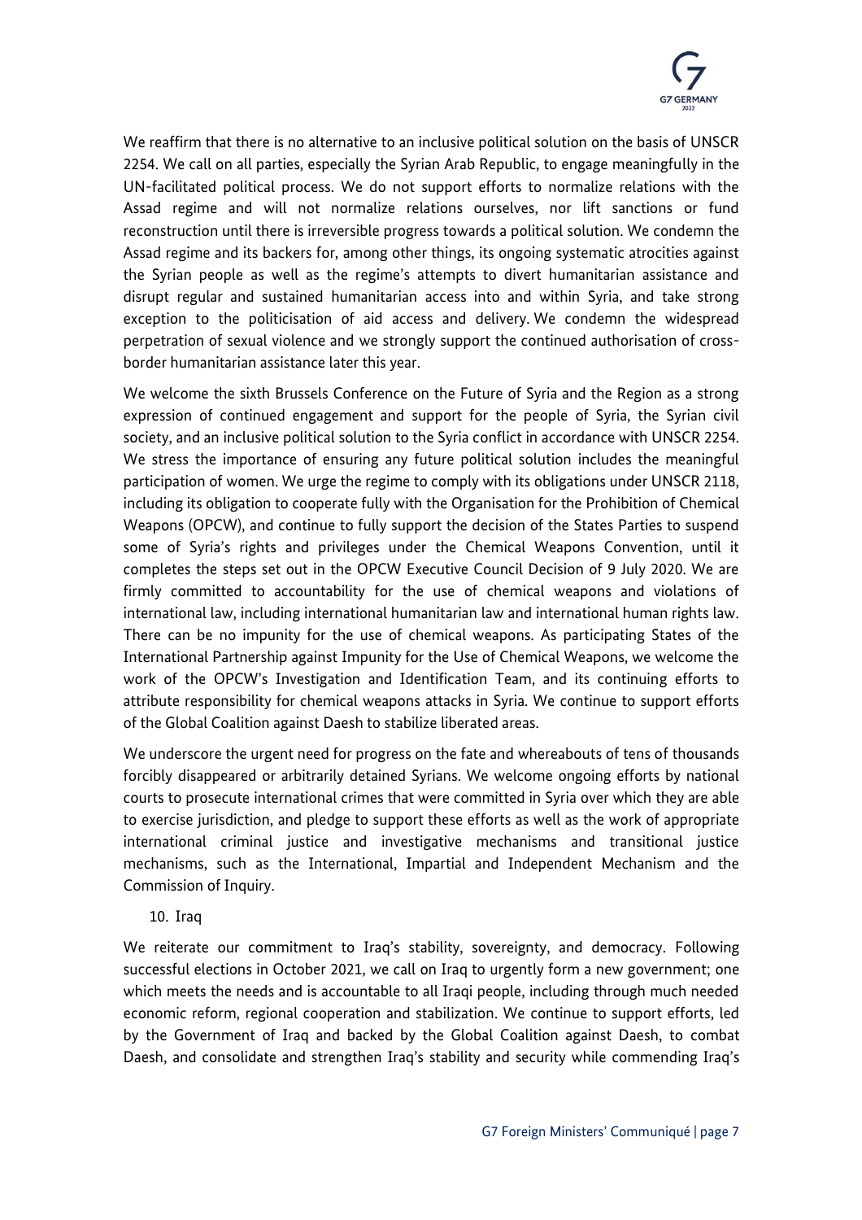We reaffirm that there is no alternative to an inclusive political solution on the basis of UNSCR 2254. We call on all parties, especially the Syrian Arab Republic, to engage meaningfully in the UN-facilitated political process. We do not support efforts to normalize relations with the Assad regime and will not normalize relations ourselves, nor lift sanctions or fund reconstruction until there is irreversible progress towards a political solution. We condemn the Assad regime and its backers for, among other things, its ongoing systematic atrocities against the Syrian people as well as the regime's attempts to divert humanitarian assistance and disrupt regular and sustained humanitarian access into and within Syria, and take strong exception to the politicisation of aid access and delivery. We condemn the widespread perpetration of sexual violence and we strongly support the continued authorisation of cross-border humanitarian assistance later this year.

We welcome the sixth Brussels Conference on the Future of Syria and the Region as a strong expression of continued engagement and support for the people of Syria, the Syrian civil society, and an inclusive political solution to the Syria conflict in accordance with UNSCR 2254. We stress the importance of ensuring any future political solution includes the meaningful participation of women. We urge the regime to comply with its obligations under UNSCR 2118, including its obligation to cooperate fully with the Organisation for the Prohibition of Chemical Weapons (OPCW), and continue to fully support the decision of the States Parties to suspend some of Syria's rights and privileges under the Chemical Weapons Convention, until it completes the steps set out in the OPCW Executive Council Decision of 9 July 2020. We are firmly committed to accountability for the use of chemical weapons and violations of international law, including international humanitarian law and international human rights law. There can be no impunity for the use of chemical weapons. As participating States of the International Partnership against Impunity for the Use of Chemical Weapons, we welcome the work of the OPCW's Investigation and Identification Team, and its continuing efforts to attribute responsibility for chemical weapons attacks in Syria. We continue to support efforts of the Global Coalition against Daesh to stabilize liberated areas.

We underscore the urgent need for progress on the fate and whereabouts of tens of thousands forcibly disappeared or arbitrarily detained Syrians. We welcome ongoing efforts by national courts to prosecute international crimes that were committed in Syria over which they are able to exercise jurisdiction, and pledge to support these efforts as well as the work of appropriate international criminal justice and investigative mechanisms and transitional justice mechanisms, such as the International, Impartial and Independent Mechanism and the Commission of Inquiry.

## 10. Iraq

We reiterate our commitment to Iraq's stability, sovereignty, and democracy. Following successful elections in October 2021, we call on Iraq to urgently form a new government; one which meets the needs and is accountable to all Iraqi people, including through much needed economic reform, regional cooperation and stabilization. We continue to support efforts, led by the Government of Iraq and backed by the Global Coalition against Daesh, to combat Daesh, and consolidate and strengthen Iraq's stability and security while commending Iraq's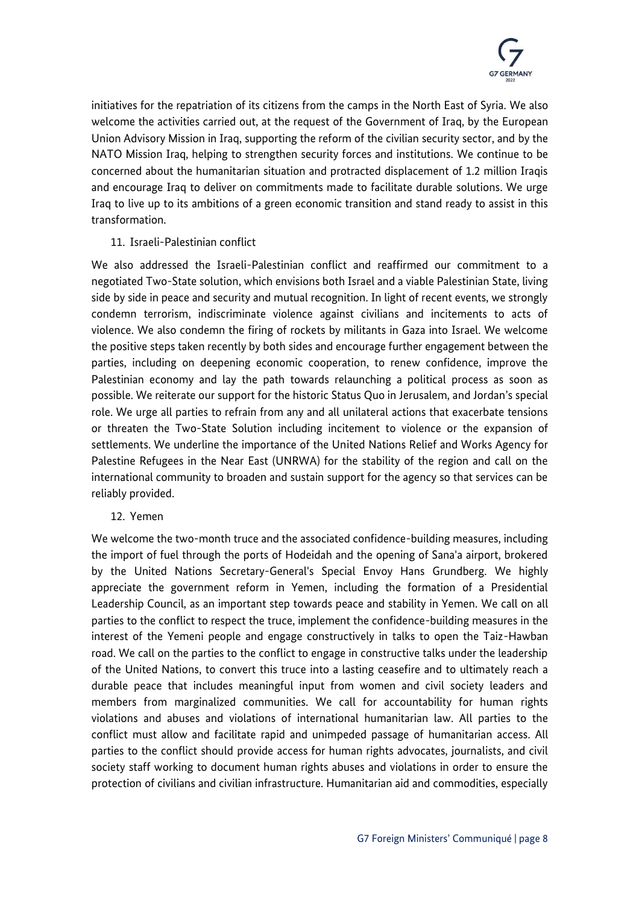initiatives for the repatriation of its citizens from the camps in the North East of Syria. We also welcome the activities carried out, at the request of the Government of Iraq, by the European Union Advisory Mission in Iraq, supporting the reform of the civilian security sector, and by the NATO Mission Iraq, helping to strengthen security forces and institutions. We continue to be concerned about the humanitarian situation and protracted displacement of 1.2 million Iraqis and encourage Iraq to deliver on commitments made to facilitate durable solutions. We urge Iraq to live up to its ambitions of a green economic transition and stand ready to assist in this transformation.

11. Israeli-Palestinian conflict

We also addressed the Israeli-Palestinian conflict and reaffirmed our commitment to a negotiated Two-State solution, which envisions both Israel and a viable Palestinian State, living side by side in peace and security and mutual recognition. In light of recent events, we strongly condemn terrorism, indiscriminate violence against civilians and incitements to acts of violence. We also condemn the firing of rockets by militants in Gaza into Israel. We welcome the positive steps taken recently by both sides and encourage further engagement between the parties, including on deepening economic cooperation, to renew confidence, improve the Palestinian economy and lay the path towards relaunching a political process as soon as possible. We reiterate our support for the historic Status Quo in Jerusalem, and Jordan's special role. We urge all parties to refrain from any and all unilateral actions that exacerbate tensions or threaten the Two-State Solution including incitement to violence or the expansion of settlements. We underline the importance of the United Nations Relief and Works Agency for Palestine Refugees in the Near East (UNRWA) for the stability of the region and call on the international community to broaden and sustain support for the agency so that services can be reliably provided.

12. Yemen

We welcome the two-month truce and the associated confidence-building measures, including the import of fuel through the ports of Hodeidah and the opening of Sana'a airport, brokered by the United Nations Secretary-General's Special Envoy Hans Grundberg. We highly appreciate the government reform in Yemen, including the formation of a Presidential Leadership Council, as an important step towards peace and stability in Yemen. We call on all parties to the conflict to respect the truce, implement the confidence-building measures in the interest of the Yemeni people and engage constructively in talks to open the Taiz-Hawban road. We call on the parties to the conflict to engage in constructive talks under the leadership of the United Nations, to convert this truce into a lasting ceasefire and to ultimately reach a durable peace that includes meaningful input from women and civil society leaders and members from marginalized communities. We call for accountability for human rights violations and abuses and violations of international humanitarian law. All parties to the conflict must allow and facilitate rapid and unimpeded passage of humanitarian access. All parties to the conflict should provide access for human rights advocates, journalists, and civil society staff working to document human rights abuses and violations in order to ensure the protection of civilians and civilian infrastructure. Humanitarian aid and commodities, especially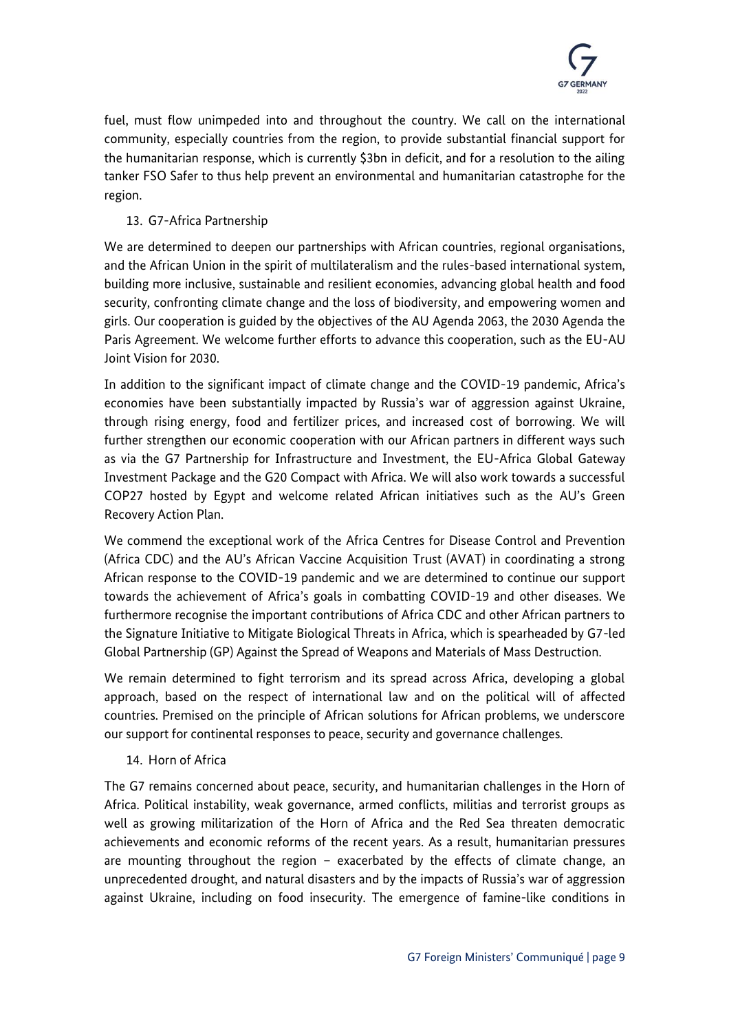fuel, must flow unimpeded into and throughout the country. We call on the international community, especially countries from the region, to provide substantial financial support for the humanitarian response, which is currently $3bn in deficit, and for a resolution to the ailing tanker FSO Safer to thus help prevent an environmental and humanitarian catastrophe for the region.

13. G7-Africa Partnership

We are determined to deepen our partnerships with African countries, regional organisations, and the African Union in the spirit of multilateralism and the rules-based international system, building more inclusive, sustainable and resilient economies, advancing global health and food security, confronting climate change and the loss of biodiversity, and empowering women and girls. Our cooperation is guided by the objectives of the AU Agenda 2063, the 2030 Agenda the Paris Agreement. We welcome further efforts to advance this cooperation, such as the EU-AU Joint Vision for 2030.

In addition to the significant impact of climate change and the COVID-19 pandemic, Africa's economies have been substantially impacted by Russia's war of aggression against Ukraine, through rising energy, food and fertilizer prices, and increased cost of borrowing. We will further strengthen our economic cooperation with our African partners in different ways such as via the G7 Partnership for Infrastructure and Investment, the EU-Africa Global Gateway Investment Package and the G20 Compact with Africa. We will also work towards a successful COP27 hosted by Egypt and welcome related African initiatives such as the AU's Green Recovery Action Plan.

We commend the exceptional work of the Africa Centres for Disease Control and Prevention (Africa CDC) and the AU's African Vaccine Acquisition Trust (AVAT) in coordinating a strong African response to the COVID-19 pandemic and we are determined to continue our support towards the achievement of Africa's goals in combatting COVID-19 and other diseases. We furthermore recognise the important contributions of Africa CDC and other African partners to the Signature Initiative to Mitigate Biological Threats in Africa, which is spearheaded by G7-led Global Partnership (GP) Against the Spread of Weapons and Materials of Mass Destruction.

We remain determined to fight terrorism and its spread across Africa, developing a global approach, based on the respect of international law and on the political will of affected countries. Premised on the principle of African solutions for African problems, we underscore our support for continental responses to peace, security and governance challenges.

14. Horn of Africa

The G7 remains concerned about peace, security, and humanitarian challenges in the Horn of Africa. Political instability, weak governance, armed conflicts, militias and terrorist groups as well as growing militarization of the Horn of Africa and the Red Sea threaten democratic achievements and economic reforms of the recent years. As a result, humanitarian pressures are mounting throughout the region – exacerbated by the effects of climate change, an unprecedented drought, and natural disasters and by the impacts of Russia's war of aggression against Ukraine, including on food insecurity. The emergence of famine-like conditions in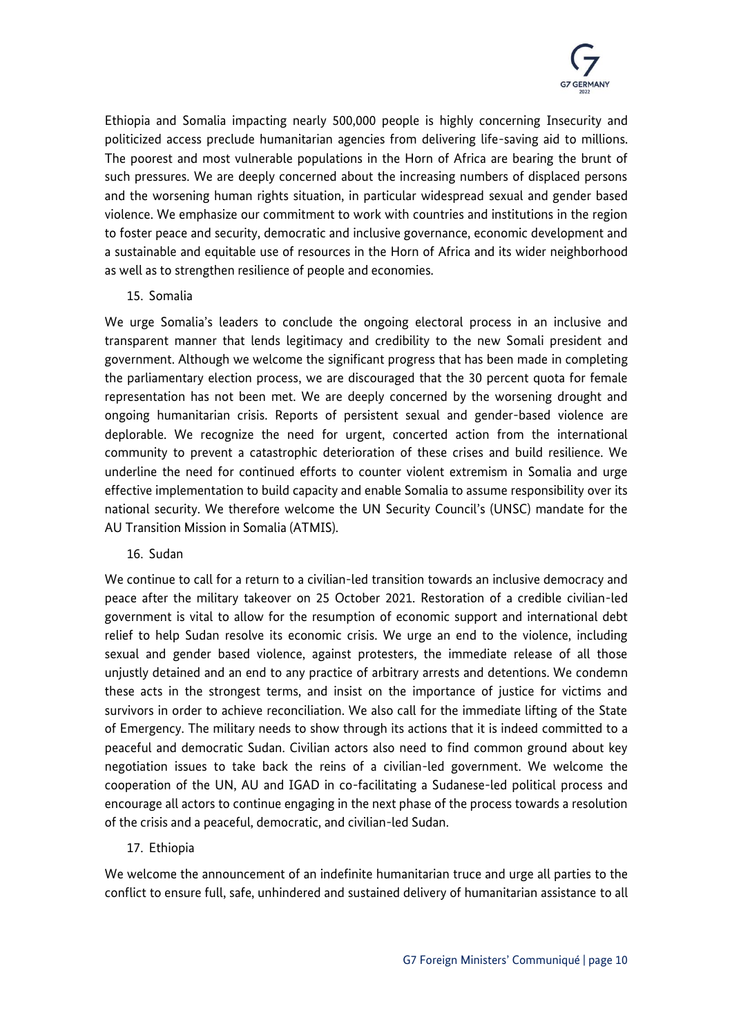Ethiopia and Somalia impacting nearly 500,000 people is highly concerning Insecurity and politicized access preclude humanitarian agencies from delivering life-saving aid to millions. The poorest and most vulnerable populations in the Horn of Africa are bearing the brunt of such pressures. We are deeply concerned about the increasing numbers of displaced persons and the worsening human rights situation, in particular widespread sexual and gender based violence. We emphasize our commitment to work with countries and institutions in the region to foster peace and security, democratic and inclusive governance, economic development and a sustainable and equitable use of resources in the Horn of Africa and its wider neighborhood as well as to strengthen resilience of people and economies.

15. Somalia

We urge Somalia's leaders to conclude the ongoing electoral process in an inclusive and transparent manner that lends legitimacy and credibility to the new Somali president and government. Although we welcome the significant progress that has been made in completing the parliamentary election process, we are discouraged that the 30 percent quota for female representation has not been met. We are deeply concerned by the worsening drought and ongoing humanitarian crisis. Reports of persistent sexual and gender-based violence are deplorable. We recognize the need for urgent, concerted action from the international community to prevent a catastrophic deterioration of these crises and build resilience. We underline the need for continued efforts to counter violent extremism in Somalia and urge effective implementation to build capacity and enable Somalia to assume responsibility over its national security. We therefore welcome the UN Security Council's (UNSC) mandate for the AU Transition Mission in Somalia (ATMIS).

16. Sudan

We continue to call for a return to a civilian-led transition towards an inclusive democracy and peace after the military takeover on 25 October 2021. Restoration of a credible civilian-led government is vital to allow for the resumption of economic support and international debt relief to help Sudan resolve its economic crisis. We urge an end to the violence, including sexual and gender based violence, against protesters, the immediate release of all those unjustly detained and an end to any practice of arbitrary arrests and detentions. We condemn these acts in the strongest terms, and insist on the importance of justice for victims and survivors in order to achieve reconciliation. We also call for the immediate lifting of the State of Emergency. The military needs to show through its actions that it is indeed committed to a peaceful and democratic Sudan. Civilian actors also need to find common ground about key negotiation issues to take back the reins of a civilian-led government. We welcome the cooperation of the UN, AU and IGAD in co-facilitating a Sudanese-led political process and encourage all actors to continue engaging in the next phase of the process towards a resolution of the crisis and a peaceful, democratic, and civilian-led Sudan.

17. Ethiopia

We welcome the announcement of an indefinite humanitarian truce and urge all parties to the conflict to ensure full, safe, unhindered and sustained delivery of humanitarian assistance to all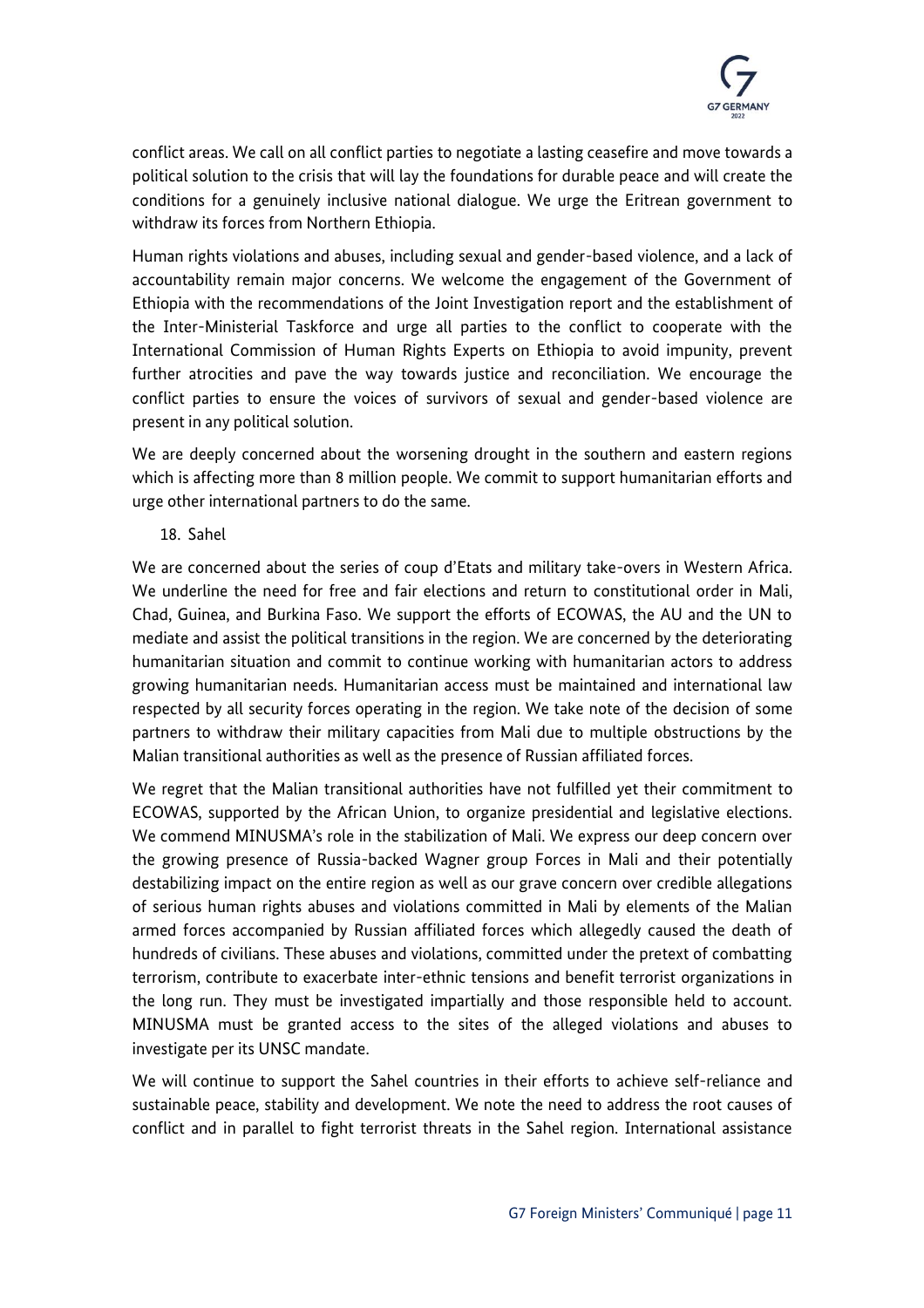conflict areas. We call on all conflict parties to negotiate a lasting ceasefire and move towards a political solution to the crisis that will lay the foundations for durable peace and will create the conditions for a genuinely inclusive national dialogue. We urge the Eritrean government to withdraw its forces from Northern Ethiopia.

Human rights violations and abuses, including sexual and gender-based violence, and a lack of accountability remain major concerns. We welcome the engagement of the Government of Ethiopia with the recommendations of the Joint Investigation report and the establishment of the Inter-Ministerial Taskforce and urge all parties to the conflict to cooperate with the International Commission of Human Rights Experts on Ethiopia to avoid impunity, prevent further atrocities and pave the way towards justice and reconciliation. We encourage the conflict parties to ensure the voices of survivors of sexual and gender-based violence are present in any political solution.

We are deeply concerned about the worsening drought in the southern and eastern regions which is affecting more than 8 million people. We commit to support humanitarian efforts and urge other international partners to do the same.

18. Sahel

We are concerned about the series of coup d'Etats and military take-overs in Western Africa. We underline the need for free and fair elections and return to constitutional order in Mali, Chad, Guinea, and Burkina Faso. We support the efforts of ECOWAS, the AU and the UN to mediate and assist the political transitions in the region. We are concerned by the deteriorating humanitarian situation and commit to continue working with humanitarian actors to address growing humanitarian needs. Humanitarian access must be maintained and international law respected by all security forces operating in the region. We take note of the decision of some partners to withdraw their military capacities from Mali due to multiple obstructions by the Malian transitional authorities as well as the presence of Russian affiliated forces.

We regret that the Malian transitional authorities have not fulfilled yet their commitment to ECOWAS, supported by the African Union, to organize presidential and legislative elections. We commend MINUSMA's role in the stabilization of Mali. We express our deep concern over the growing presence of Russia-backed Wagner group Forces in Mali and their potentially destabilizing impact on the entire region as well as our grave concern over credible allegations of serious human rights abuses and violations committed in Mali by elements of the Malian armed forces accompanied by Russian affiliated forces which allegedly caused the death of hundreds of civilians. These abuses and violations, committed under the pretext of combatting terrorism, contribute to exacerbate inter-ethnic tensions and benefit terrorist organizations in the long run. They must be investigated impartially and those responsible held to account. MINUSMA must be granted access to the sites of the alleged violations and abuses to investigate per its UNSC mandate.

We will continue to support the Sahel countries in their efforts to achieve self-reliance and sustainable peace, stability and development. We note the need to address the root causes of conflict and in parallel to fight terrorist threats in the Sahel region. International assistance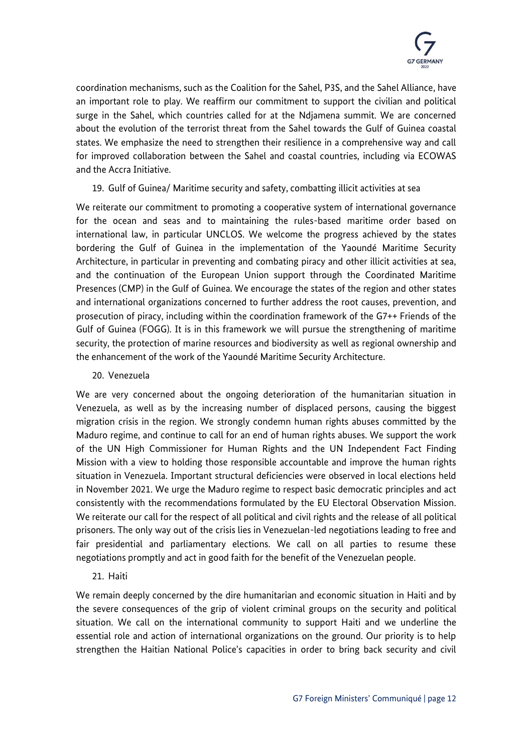coordination mechanisms, such as the Coalition for the Sahel, P3S, and the Sahel Alliance, have an important role to play. We reaffirm our commitment to support the civilian and political surge in the Sahel, which countries called for at the Ndjamena summit. We are concerned about the evolution of the terrorist threat from the Sahel towards the Gulf of Guinea coastal states. We emphasize the need to strengthen their resilience in a comprehensive way and call for improved collaboration between the Sahel and coastal countries, including via ECOWAS and the Accra Initiative.

19. Gulf of Guinea/ Maritime security and safety, combatting illicit activities at sea

We reiterate our commitment to promoting a cooperative system of international governance for the ocean and seas and to maintaining the rules-based maritime order based on international law, in particular UNCLOS. We welcome the progress achieved by the states bordering the Gulf of Guinea in the implementation of the Yaoundé Maritime Security Architecture, in particular in preventing and combating piracy and other illicit activities at sea, and the continuation of the European Union support through the Coordinated Maritime Presences (CMP) in the Gulf of Guinea. We encourage the states of the region and other states and international organizations concerned to further address the root causes, prevention, and prosecution of piracy, including within the coordination framework of the G7++ Friends of the Gulf of Guinea (FOGG). It is in this framework we will pursue the strengthening of maritime security, the protection of marine resources and biodiversity as well as regional ownership and the enhancement of the work of the Yaoundé Maritime Security Architecture.

20. Venezuela

We are very concerned about the ongoing deterioration of the humanitarian situation in Venezuela, as well as by the increasing number of displaced persons, causing the biggest migration crisis in the region. We strongly condemn human rights abuses committed by the Maduro regime, and continue to call for an end of human rights abuses. We support the work of the UN High Commissioner for Human Rights and the UN Independent Fact Finding Mission with a view to holding those responsible accountable and improve the human rights situation in Venezuela. Important structural deficiencies were observed in local elections held in November 2021. We urge the Maduro regime to respect basic democratic principles and act consistently with the recommendations formulated by the EU Electoral Observation Mission. We reiterate our call for the respect of all political and civil rights and the release of all political prisoners. The only way out of the crisis lies in Venezuelan-led negotiations leading to free and fair presidential and parliamentary elections. We call on all parties to resume these negotiations promptly and act in good faith for the benefit of the Venezuelan people.

21. Haiti

We remain deeply concerned by the dire humanitarian and economic situation in Haiti and by the severe consequences of the grip of violent criminal groups on the security and political situation. We call on the international community to support Haiti and we underline the essential role and action of international organizations on the ground. Our priority is to help strengthen the Haitian National Police's capacities in order to bring back security and civil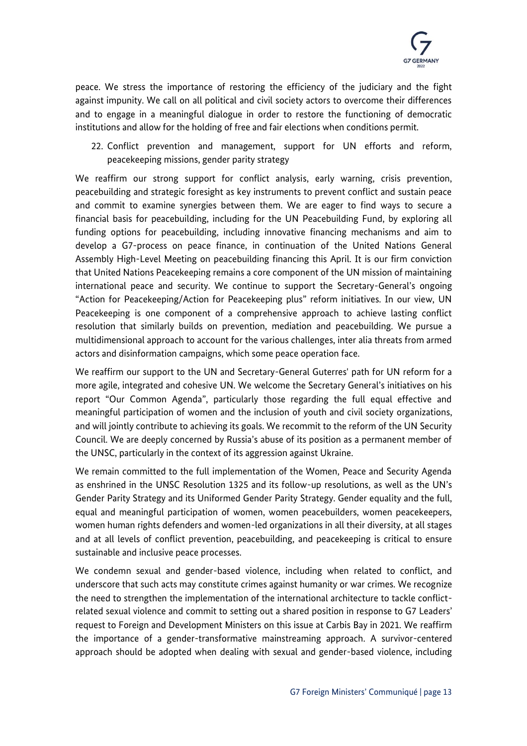peace. We stress the importance of restoring the efficiency of the judiciary and the fight against impunity. We call on all political and civil society actors to overcome their differences and to engage in a meaningful dialogue in order to restore the functioning of democratic institutions and allow for the holding of free and fair elections when conditions permit.

22. Conflict prevention and management, support for UN efforts and reform, peacekeeping missions, gender parity strategy

We reaffirm our strong support for conflict analysis, early warning, crisis prevention, peacebuilding and strategic foresight as key instruments to prevent conflict and sustain peace and commit to examine synergies between them. We are eager to find ways to secure a financial basis for peacebuilding, including for the UN Peacebuilding Fund, by exploring all funding options for peacebuilding, including innovative financing mechanisms and aim to develop a G7-process on peace finance, in continuation of the United Nations General Assembly High-Level Meeting on peacebuilding financing this April. It is our firm conviction that United Nations Peacekeeping remains a core component of the UN mission of maintaining international peace and security. We continue to support the Secretary-General's ongoing "Action for Peacekeeping/Action for Peacekeeping plus" reform initiatives. In our view, UN Peacekeeping is one component of a comprehensive approach to achieve lasting conflict resolution that similarly builds on prevention, mediation and peacebuilding. We pursue a multidimensional approach to account for the various challenges, inter alia threats from armed actors and disinformation campaigns, which some peace operation face.

We reaffirm our support to the UN and Secretary-General Guterres' path for UN reform for a more agile, integrated and cohesive UN. We welcome the Secretary General's initiatives on his report "Our Common Agenda", particularly those regarding the full equal effective and meaningful participation of women and the inclusion of youth and civil society organizations, and will jointly contribute to achieving its goals. We recommit to the reform of the UN Security Council. We are deeply concerned by Russia's abuse of its position as a permanent member of the UNSC, particularly in the context of its aggression against Ukraine.

We remain committed to the full implementation of the Women, Peace and Security Agenda as enshrined in the UNSC Resolution 1325 and its follow-up resolutions, as well as the UN's Gender Parity Strategy and its Uniformed Gender Parity Strategy. Gender equality and the full, equal and meaningful participation of women, women peacebuilders, women peacekeepers, women human rights defenders and women-led organizations in all their diversity, at all stages and at all levels of conflict prevention, peacebuilding, and peacekeeping is critical to ensure sustainable and inclusive peace processes.

We condemn sexual and gender-based violence, including when related to conflict, and underscore that such acts may constitute crimes against humanity or war crimes. We recognize the need to strengthen the implementation of the international architecture to tackle conflict-related sexual violence and commit to setting out a shared position in response to G7 Leaders' request to Foreign and Development Ministers on this issue at Carbis Bay in 2021. We reaffirm the importance of a gender-transformative mainstreaming approach. A survivor-centered approach should be adopted when dealing with sexual and gender-based violence, including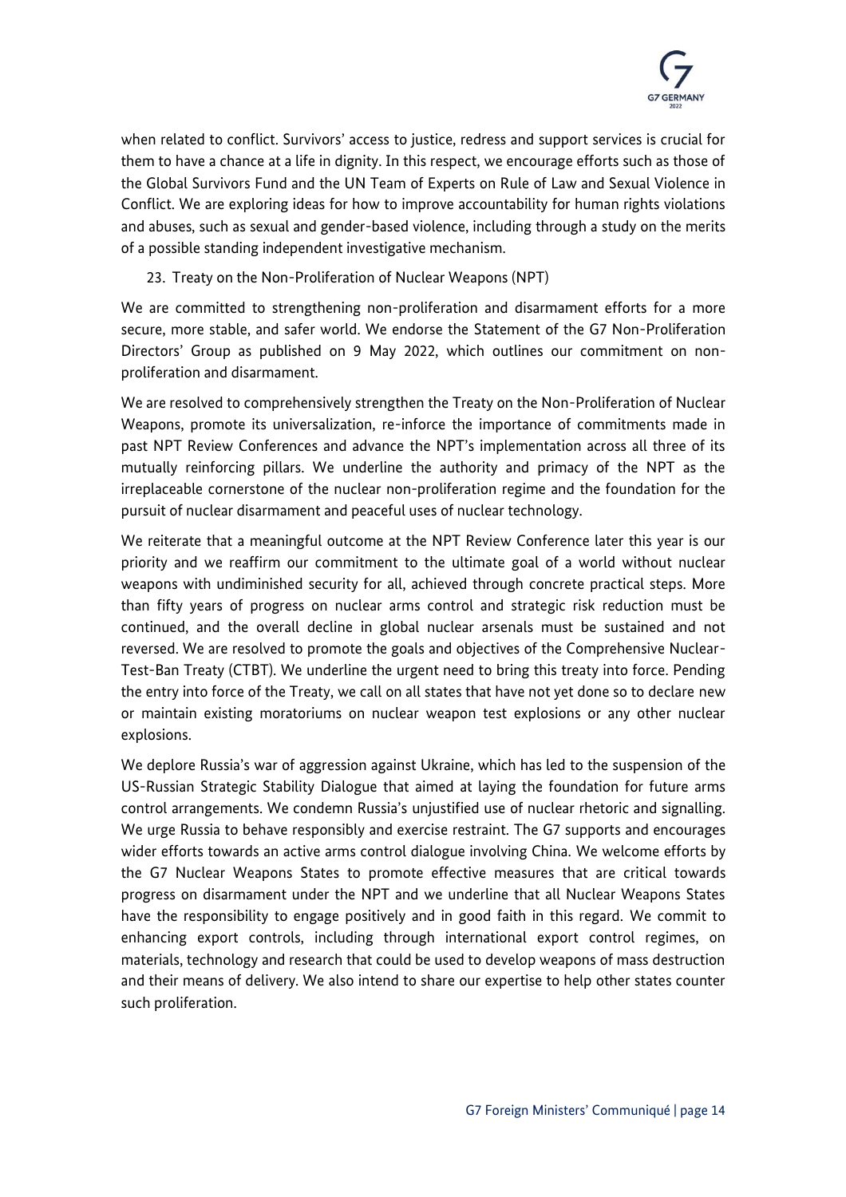when related to conflict. Survivors' access to justice, redress and support services is crucial for them to have a chance at a life in dignity. In this respect, we encourage efforts such as those of the Global Survivors Fund and the UN Team of Experts on Rule of Law and Sexual Violence in Conflict. We are exploring ideas for how to improve accountability for human rights violations and abuses, such as sexual and gender-based violence, including through a study on the merits of a possible standing independent investigative mechanism.

23. Treaty on the Non-Proliferation of Nuclear Weapons (NPT)

We are committed to strengthening non-proliferation and disarmament efforts for a more secure, more stable, and safer world. We endorse the Statement of the G7 Non-Proliferation Directors' Group as published on 9 May 2022, which outlines our commitment on non-proliferation and disarmament.

We are resolved to comprehensively strengthen the Treaty on the Non-Proliferation of Nuclear Weapons, promote its universalization, re-inforce the importance of commitments made in past NPT Review Conferences and advance the NPT's implementation across all three of its mutually reinforcing pillars. We underline the authority and primacy of the NPT as the irreplaceable cornerstone of the nuclear non-proliferation regime and the foundation for the pursuit of nuclear disarmament and peaceful uses of nuclear technology.

We reiterate that a meaningful outcome at the NPT Review Conference later this year is our priority and we reaffirm our commitment to the ultimate goal of a world without nuclear weapons with undiminished security for all, achieved through concrete practical steps. More than fifty years of progress on nuclear arms control and strategic risk reduction must be continued, and the overall decline in global nuclear arsenals must be sustained and not reversed. We are resolved to promote the goals and objectives of the Comprehensive Nuclear-Test-Ban Treaty (CTBT). We underline the urgent need to bring this treaty into force. Pending the entry into force of the Treaty, we call on all states that have not yet done so to declare new or maintain existing moratoriums on nuclear weapon test explosions or any other nuclear explosions.

We deplore Russia's war of aggression against Ukraine, which has led to the suspension of the US-Russian Strategic Stability Dialogue that aimed at laying the foundation for future arms control arrangements. We condemn Russia's unjustified use of nuclear rhetoric and signalling. We urge Russia to behave responsibly and exercise restraint. The G7 supports and encourages wider efforts towards an active arms control dialogue involving China. We welcome efforts by the G7 Nuclear Weapons States to promote effective measures that are critical towards progress on disarmament under the NPT and we underline that all Nuclear Weapons States have the responsibility to engage positively and in good faith in this regard. We commit to enhancing export controls, including through international export control regimes, on materials, technology and research that could be used to develop weapons of mass destruction and their means of delivery. We also intend to share our expertise to help other states counter such proliferation.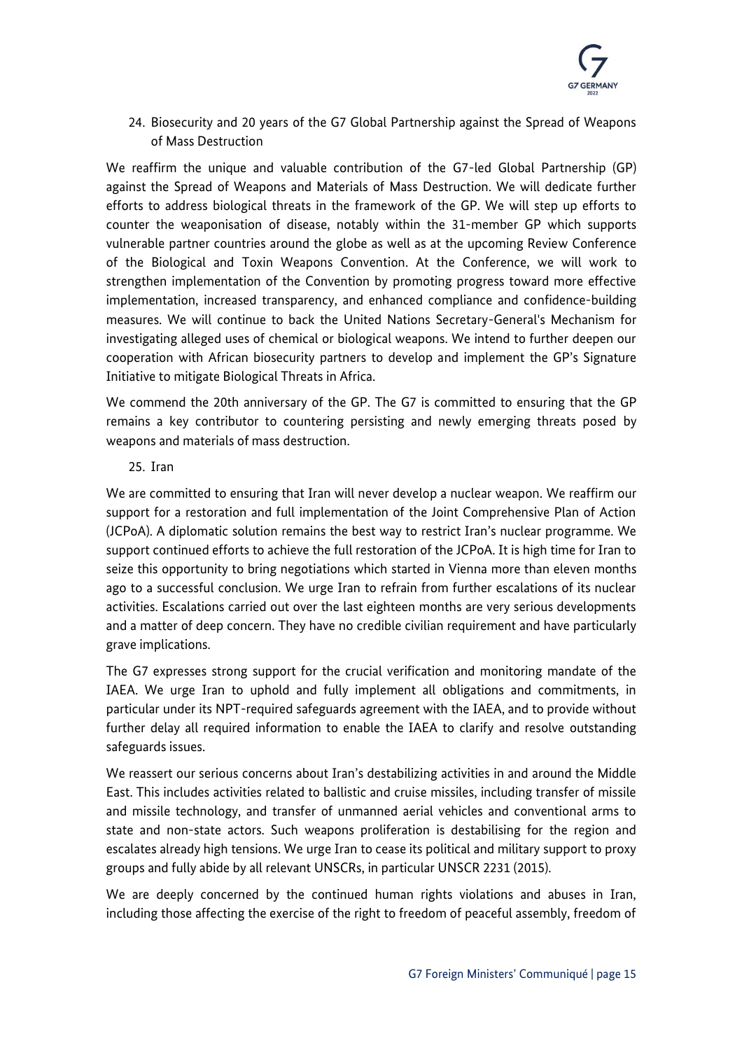## 24. Biosecurity and 20 years of the G7 Global Partnership against the Spread of Weapons of Mass Destruction

We reaffirm the unique and valuable contribution of the G7-led Global Partnership (GP) against the Spread of Weapons and Materials of Mass Destruction. We will dedicate further efforts to address biological threats in the framework of the GP. We will step up efforts to counter the weaponisation of disease, notably within the 31-member GP which supports vulnerable partner countries around the globe as well as at the upcoming Review Conference of the Biological and Toxin Weapons Convention. At the Conference, we will work to strengthen implementation of the Convention by promoting progress toward more effective implementation, increased transparency, and enhanced compliance and confidence-building measures. We will continue to back the United Nations Secretary-General's Mechanism for investigating alleged uses of chemical or biological weapons. We intend to further deepen our cooperation with African biosecurity partners to develop and implement the GP's Signature Initiative to mitigate Biological Threats in Africa.

We commend the 20th anniversary of the GP. The G7 is committed to ensuring that the GP remains a key contributor to countering persisting and newly emerging threats posed by weapons and materials of mass destruction.

## 25. Iran

We are committed to ensuring that Iran will never develop a nuclear weapon. We reaffirm our support for a restoration and full implementation of the Joint Comprehensive Plan of Action (JCPoA). A diplomatic solution remains the best way to restrict Iran's nuclear programme. We support continued efforts to achieve the full restoration of the JCPoA. It is high time for Iran to seize this opportunity to bring negotiations which started in Vienna more than eleven months ago to a successful conclusion. We urge Iran to refrain from further escalations of its nuclear activities. Escalations carried out over the last eighteen months are very serious developments and a matter of deep concern. They have no credible civilian requirement and have particularly grave implications.

The G7 expresses strong support for the crucial verification and monitoring mandate of the IAEA. We urge Iran to uphold and fully implement all obligations and commitments, in particular under its NPT-required safeguards agreement with the IAEA, and to provide without further delay all required information to enable the IAEA to clarify and resolve outstanding safeguards issues.

We reassert our serious concerns about Iran's destabilizing activities in and around the Middle East. This includes activities related to ballistic and cruise missiles, including transfer of missile and missile technology, and transfer of unmanned aerial vehicles and conventional arms to state and non-state actors. Such weapons proliferation is destabilising for the region and escalates already high tensions. We urge Iran to cease its political and military support to proxy groups and fully abide by all relevant UNSCRs, in particular UNSCR 2231 (2015).

We are deeply concerned by the continued human rights violations and abuses in Iran, including those affecting the exercise of the right to freedom of peaceful assembly, freedom of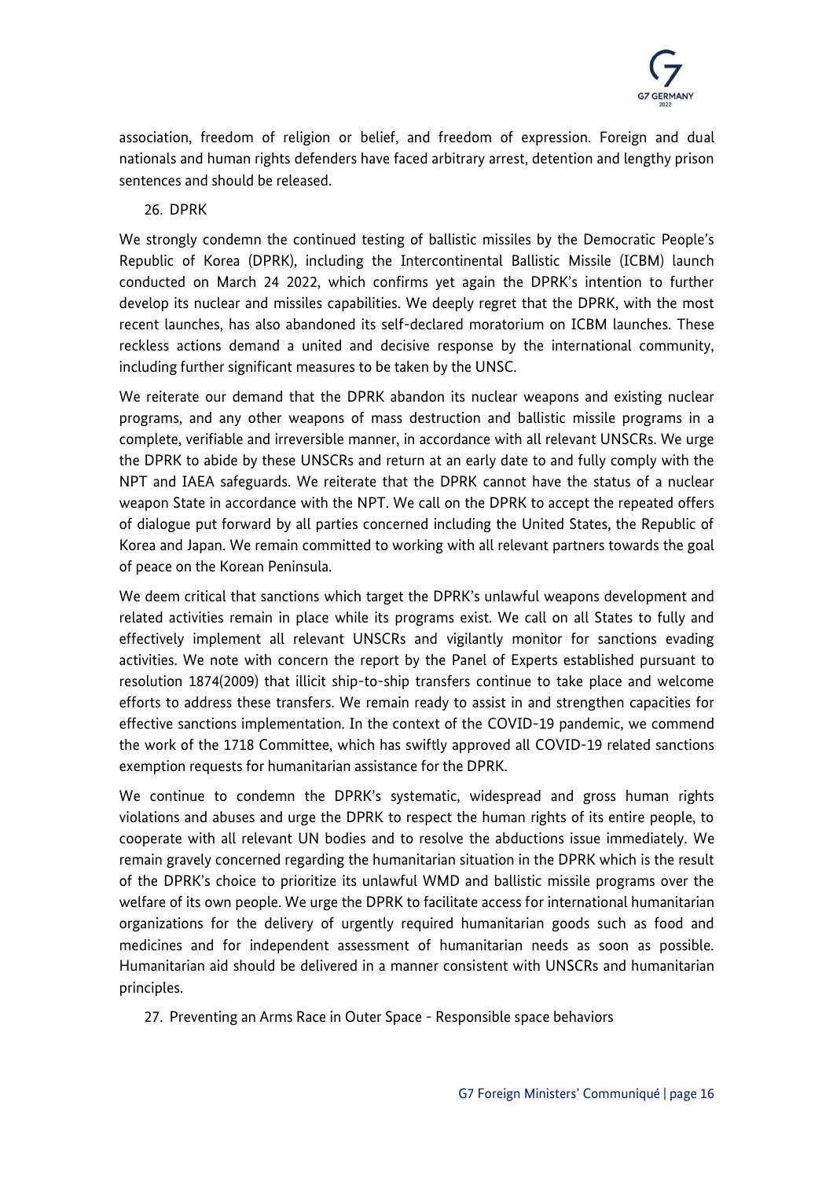association, freedom of religion or belief, and freedom of expression. Foreign and dual nationals and human rights defenders have faced arbitrary arrest, detention and lengthy prison sentences and should be released.

## 26. DPRK

We strongly condemn the continued testing of ballistic missiles by the Democratic People's Republic of Korea (DPRK), including the Intercontinental Ballistic Missile (ICBM) launch conducted on March 24 2022, which confirms yet again the DPRK's intention to further develop its nuclear and missiles capabilities. We deeply regret that the DPRK, with the most recent launches, has also abandoned its self-declared moratorium on ICBM launches. These reckless actions demand a united and decisive response by the international community, including further significant measures to be taken by the UNSC.

We reiterate our demand that the DPRK abandon its nuclear weapons and existing nuclear programs, and any other weapons of mass destruction and ballistic missile programs in a complete, verifiable and irreversible manner, in accordance with all relevant UNSCRs. We urge the DPRK to abide by these UNSCRs and return at an early date to and fully comply with the NPT and IAEA safeguards. We reiterate that the DPRK cannot have the status of a nuclear weapon State in accordance with the NPT. We call on the DPRK to accept the repeated offers of dialogue put forward by all parties concerned including the United States, the Republic of Korea and Japan. We remain committed to working with all relevant partners towards the goal of peace on the Korean Peninsula.

We deem critical that sanctions which target the DPRK's unlawful weapons development and related activities remain in place while its programs exist. We call on all States to fully and effectively implement all relevant UNSCRs and vigilantly monitor for sanctions evading activities. We note with concern the report by the Panel of Experts established pursuant to resolution 1874(2009) that illicit ship-to-ship transfers continue to take place and welcome efforts to address these transfers. We remain ready to assist in and strengthen capacities for effective sanctions implementation. In the context of the COVID-19 pandemic, we commend the work of the 1718 Committee, which has swiftly approved all COVID-19 related sanctions exemption requests for humanitarian assistance for the DPRK.

We continue to condemn the DPRK's systematic, widespread and gross human rights violations and abuses and urge the DPRK to respect the human rights of its entire people, to cooperate with all relevant UN bodies and to resolve the abductions issue immediately. We remain gravely concerned regarding the humanitarian situation in the DPRK which is the result of the DPRK's choice to prioritize its unlawful WMD and ballistic missile programs over the welfare of its own people. We urge the DPRK to facilitate access for international humanitarian organizations for the delivery of urgently required humanitarian goods such as food and medicines and for independent assessment of humanitarian needs as soon as possible. Humanitarian aid should be delivered in a manner consistent with UNSCRs and humanitarian principles.

## 27. Preventing an Arms Race in Outer Space - Responsible space behaviors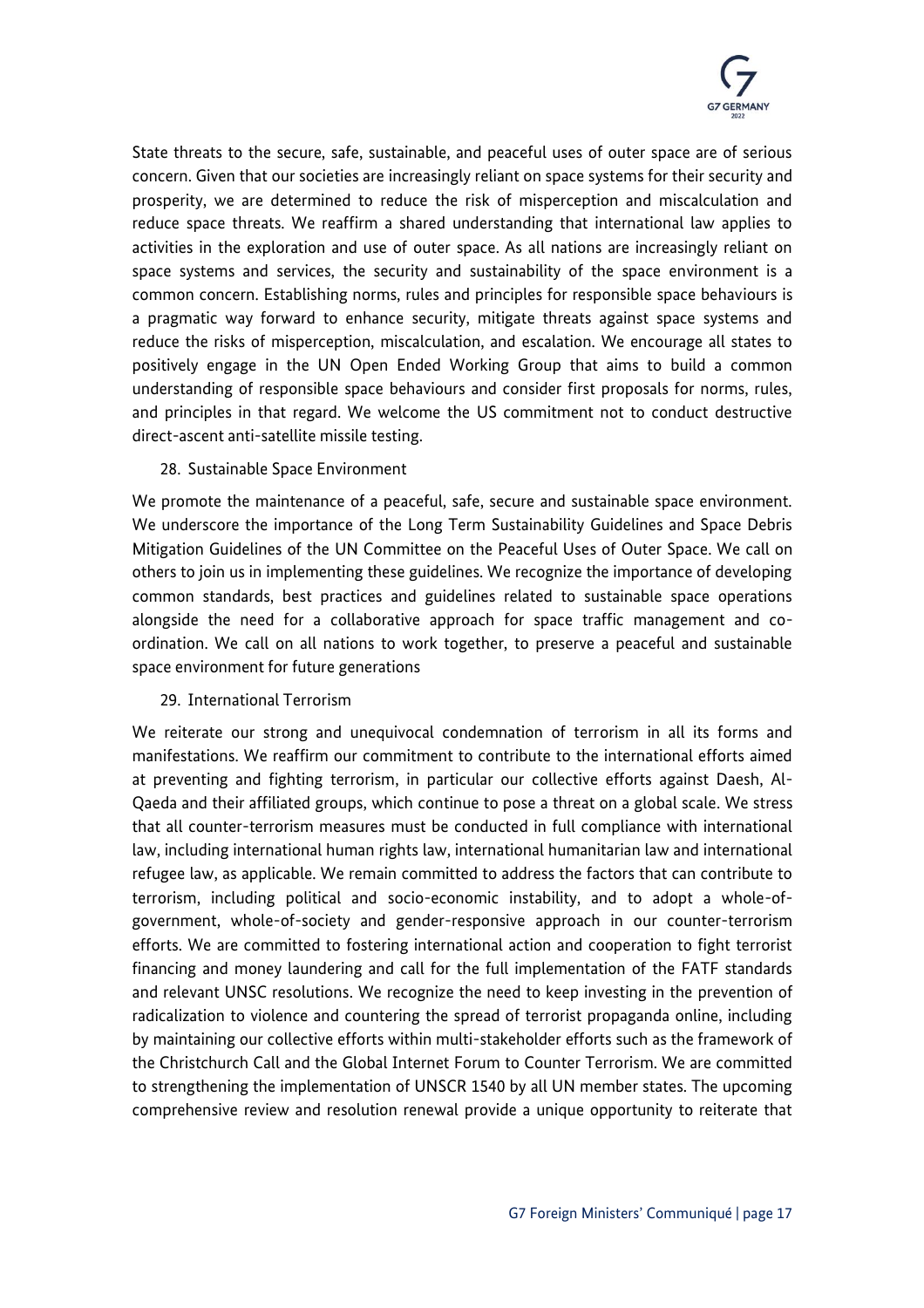State threats to the secure, safe, sustainable, and peaceful uses of outer space are of serious concern. Given that our societies are increasingly reliant on space systems for their security and prosperity, we are determined to reduce the risk of misperception and miscalculation and reduce space threats. We reaffirm a shared understanding that international law applies to activities in the exploration and use of outer space. As all nations are increasingly reliant on space systems and services, the security and sustainability of the space environment is a common concern. Establishing norms, rules and principles for responsible space behaviours is a pragmatic way forward to enhance security, mitigate threats against space systems and reduce the risks of misperception, miscalculation, and escalation. We encourage all states to positively engage in the UN Open Ended Working Group that aims to build a common understanding of responsible space behaviours and consider first proposals for norms, rules, and principles in that regard. We welcome the US commitment not to conduct destructive direct-ascent anti-satellite missile testing.

28. Sustainable Space Environment

We promote the maintenance of a peaceful, safe, secure and sustainable space environment. We underscore the importance of the Long Term Sustainability Guidelines and Space Debris Mitigation Guidelines of the UN Committee on the Peaceful Uses of Outer Space. We call on others to join us in implementing these guidelines. We recognize the importance of developing common standards, best practices and guidelines related to sustainable space operations alongside the need for a collaborative approach for space traffic management and co-ordination. We call on all nations to work together, to preserve a peaceful and sustainable space environment for future generations

29. International Terrorism

We reiterate our strong and unequivocal condemnation of terrorism in all its forms and manifestations. We reaffirm our commitment to contribute to the international efforts aimed at preventing and fighting terrorism, in particular our collective efforts against Daesh, Al-Qaeda and their affiliated groups, which continue to pose a threat on a global scale. We stress that all counter-terrorism measures must be conducted in full compliance with international law, including international human rights law, international humanitarian law and international refugee law, as applicable. We remain committed to address the factors that can contribute to terrorism, including political and socio-economic instability, and to adopt a whole-of-government, whole-of-society and gender-responsive approach in our counter-terrorism efforts. We are committed to fostering international action and cooperation to fight terrorist financing and money laundering and call for the full implementation of the FATF standards and relevant UNSC resolutions. We recognize the need to keep investing in the prevention of radicalization to violence and countering the spread of terrorist propaganda online, including by maintaining our collective efforts within multi-stakeholder efforts such as the framework of the Christchurch Call and the Global Internet Forum to Counter Terrorism. We are committed to strengthening the implementation of UNSCR 1540 by all UN member states. The upcoming comprehensive review and resolution renewal provide a unique opportunity to reiterate that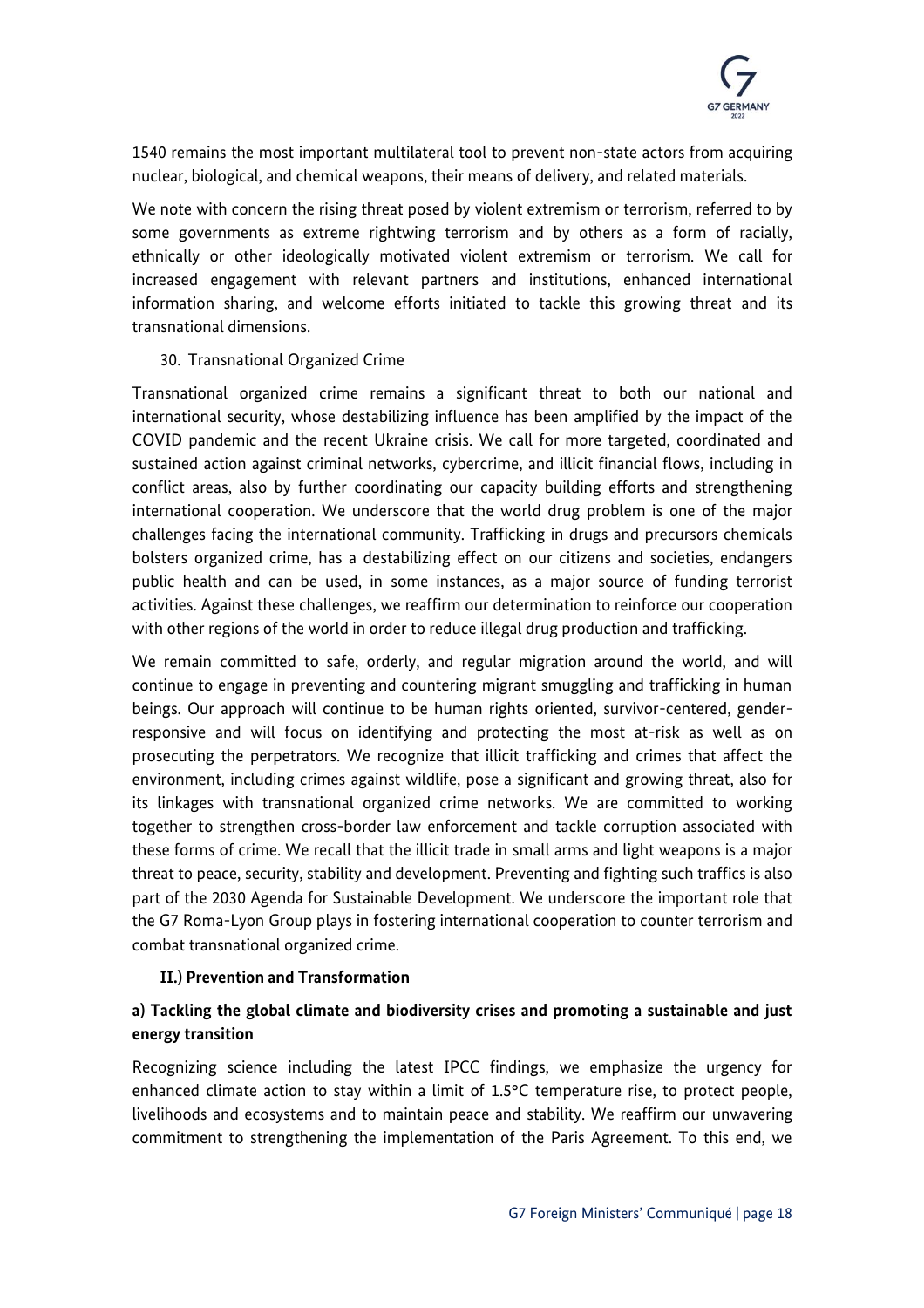1540 remains the most important multilateral tool to prevent non-state actors from acquiring nuclear, biological, and chemical weapons, their means of delivery, and related materials.

We note with concern the rising threat posed by violent extremism or terrorism, referred to by some governments as extreme rightwing terrorism and by others as a form of racially, ethnically or other ideologically motivated violent extremism or terrorism. We call for increased engagement with relevant partners and institutions, enhanced international information sharing, and welcome efforts initiated to tackle this growing threat and its transnational dimensions.

30. Transnational Organized Crime

Transnational organized crime remains a significant threat to both our national and international security, whose destabilizing influence has been amplified by the impact of the COVID pandemic and the recent Ukraine crisis. We call for more targeted, coordinated and sustained action against criminal networks, cybercrime, and illicit financial flows, including in conflict areas, also by further coordinating our capacity building efforts and strengthening international cooperation. We underscore that the world drug problem is one of the major challenges facing the international community. Trafficking in drugs and precursors chemicals bolsters organized crime, has a destabilizing effect on our citizens and societies, endangers public health and can be used, in some instances, as a major source of funding terrorist activities. Against these challenges, we reaffirm our determination to reinforce our cooperation with other regions of the world in order to reduce illegal drug production and trafficking.

We remain committed to safe, orderly, and regular migration around the world, and will continue to engage in preventing and countering migrant smuggling and trafficking in human beings. Our approach will continue to be human rights oriented, survivor-centered, gender-responsive and will focus on identifying and protecting the most at-risk as well as on prosecuting the perpetrators. We recognize that illicit trafficking and crimes that affect the environment, including crimes against wildlife, pose a significant and growing threat, also for its linkages with transnational organized crime networks. We are committed to working together to strengthen cross-border law enforcement and tackle corruption associated with these forms of crime. We recall that the illicit trade in small arms and light weapons is a major threat to peace, security, stability and development. Preventing and fighting such traffics is also part of the 2030 Agenda for Sustainable Development. We underscore the important role that the G7 Roma-Lyon Group plays in fostering international cooperation to counter terrorism and combat transnational organized crime.

## II.) Prevention and Transformation

### a) Tackling the global climate and biodiversity crises and promoting a sustainable and just energy transition

Recognizing science including the latest IPCC findings, we emphasize the urgency for enhanced climate action to stay within a limit of 1.5°C temperature rise, to protect people, livelihoods and ecosystems and to maintain peace and stability. We reaffirm our unwavering commitment to strengthening the implementation of the Paris Agreement. To this end, we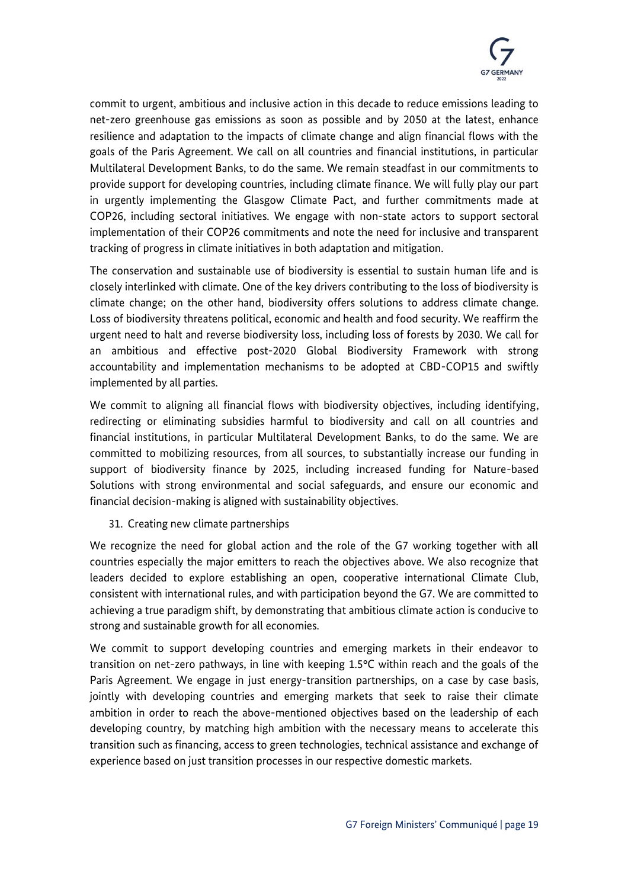commit to urgent, ambitious and inclusive action in this decade to reduce emissions leading to net-zero greenhouse gas emissions as soon as possible and by 2050 at the latest, enhance resilience and adaptation to the impacts of climate change and align financial flows with the goals of the Paris Agreement. We call on all countries and financial institutions, in particular Multilateral Development Banks, to do the same. We remain steadfast in our commitments to provide support for developing countries, including climate finance. We will fully play our part in urgently implementing the Glasgow Climate Pact, and further commitments made at COP26, including sectoral initiatives. We engage with non-state actors to support sectoral implementation of their COP26 commitments and note the need for inclusive and transparent tracking of progress in climate initiatives in both adaptation and mitigation.

The conservation and sustainable use of biodiversity is essential to sustain human life and is closely interlinked with climate. One of the key drivers contributing to the loss of biodiversity is climate change; on the other hand, biodiversity offers solutions to address climate change. Loss of biodiversity threatens political, economic and health and food security. We reaffirm the urgent need to halt and reverse biodiversity loss, including loss of forests by 2030. We call for an ambitious and effective post-2020 Global Biodiversity Framework with strong accountability and implementation mechanisms to be adopted at CBD-COP15 and swiftly implemented by all parties.

We commit to aligning all financial flows with biodiversity objectives, including identifying, redirecting or eliminating subsidies harmful to biodiversity and call on all countries and financial institutions, in particular Multilateral Development Banks, to do the same. We are committed to mobilizing resources, from all sources, to substantially increase our funding in support of biodiversity finance by 2025, including increased funding for Nature-based Solutions with strong environmental and social safeguards, and ensure our economic and financial decision-making is aligned with sustainability objectives.

31. Creating new climate partnerships

We recognize the need for global action and the role of the G7 working together with all countries especially the major emitters to reach the objectives above. We also recognize that leaders decided to explore establishing an open, cooperative international Climate Club, consistent with international rules, and with participation beyond the G7. We are committed to achieving a true paradigm shift, by demonstrating that ambitious climate action is conducive to strong and sustainable growth for all economies.

We commit to support developing countries and emerging markets in their endeavor to transition on net-zero pathways, in line with keeping 1.5°C within reach and the goals of the Paris Agreement. We engage in just energy-transition partnerships, on a case by case basis, jointly with developing countries and emerging markets that seek to raise their climate ambition in order to reach the above-mentioned objectives based on the leadership of each developing country, by matching high ambition with the necessary means to accelerate this transition such as financing, access to green technologies, technical assistance and exchange of experience based on just transition processes in our respective domestic markets.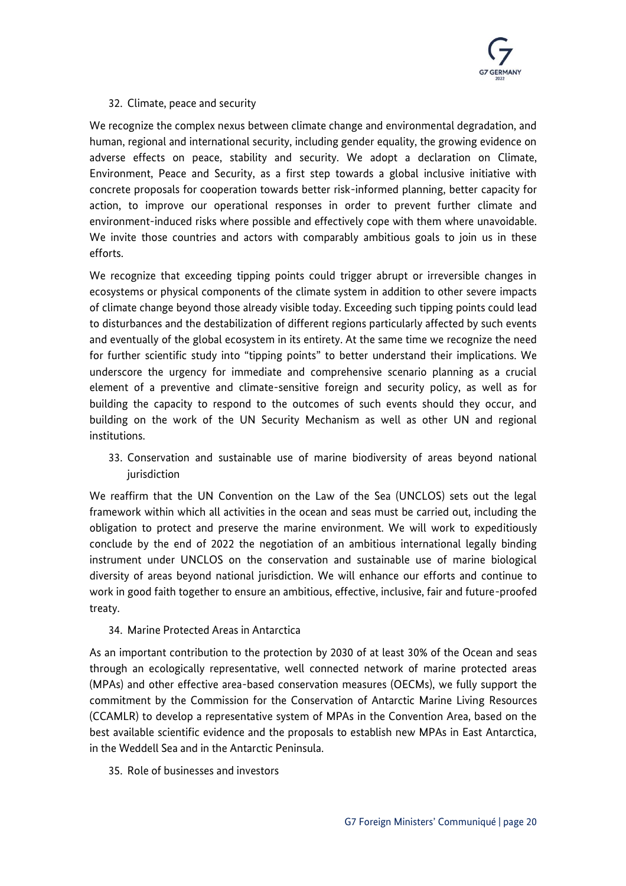32. Climate, peace and security

We recognize the complex nexus between climate change and environmental degradation, and human, regional and international security, including gender equality, the growing evidence on adverse effects on peace, stability and security. We adopt a declaration on Climate, Environment, Peace and Security, as a first step towards a global inclusive initiative with concrete proposals for cooperation towards better risk-informed planning, better capacity for action, to improve our operational responses in order to prevent further climate and environment-induced risks where possible and effectively cope with them where unavoidable. We invite those countries and actors with comparably ambitious goals to join us in these efforts.

We recognize that exceeding tipping points could trigger abrupt or irreversible changes in ecosystems or physical components of the climate system in addition to other severe impacts of climate change beyond those already visible today. Exceeding such tipping points could lead to disturbances and the destabilization of different regions particularly affected by such events and eventually of the global ecosystem in its entirety. At the same time we recognize the need for further scientific study into "tipping points" to better understand their implications. We underscore the urgency for immediate and comprehensive scenario planning as a crucial element of a preventive and climate-sensitive foreign and security policy, as well as for building the capacity to respond to the outcomes of such events should they occur, and building on the work of the UN Security Mechanism as well as other UN and regional institutions.

33. Conservation and sustainable use of marine biodiversity of areas beyond national jurisdiction

We reaffirm that the UN Convention on the Law of the Sea (UNCLOS) sets out the legal framework within which all activities in the ocean and seas must be carried out, including the obligation to protect and preserve the marine environment. We will work to expeditiously conclude by the end of 2022 the negotiation of an ambitious international legally binding instrument under UNCLOS on the conservation and sustainable use of marine biological diversity of areas beyond national jurisdiction. We will enhance our efforts and continue to work in good faith together to ensure an ambitious, effective, inclusive, fair and future-proofed treaty.

34. Marine Protected Areas in Antarctica

As an important contribution to the protection by 2030 of at least 30% of the Ocean and seas through an ecologically representative, well connected network of marine protected areas (MPAs) and other effective area-based conservation measures (OECMs), we fully support the commitment by the Commission for the Conservation of Antarctic Marine Living Resources (CCAMLR) to develop a representative system of MPAs in the Convention Area, based on the best available scientific evidence and the proposals to establish new MPAs in East Antarctica, in the Weddell Sea and in the Antarctic Peninsula.

35. Role of businesses and investors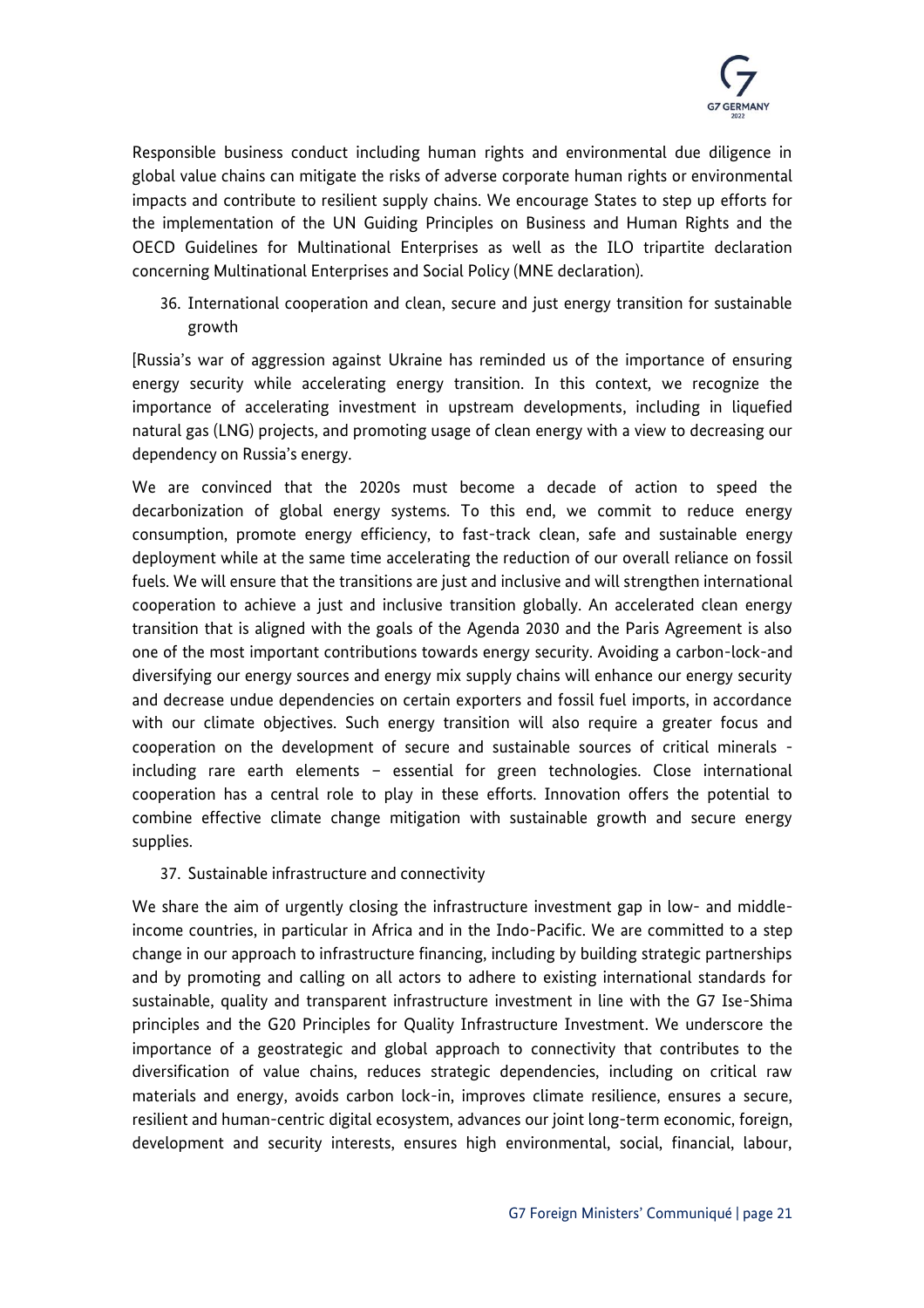Responsible business conduct including human rights and environmental due diligence in global value chains can mitigate the risks of adverse corporate human rights or environmental impacts and contribute to resilient supply chains. We encourage States to step up efforts for the implementation of the UN Guiding Principles on Business and Human Rights and the OECD Guidelines for Multinational Enterprises as well as the ILO tripartite declaration concerning Multinational Enterprises and Social Policy (MNE declaration).

36. International cooperation and clean, secure and just energy transition for sustainable growth

[Russia's war of aggression against Ukraine has reminded us of the importance of ensuring energy security while accelerating energy transition. In this context, we recognize the importance of accelerating investment in upstream developments, including in liquefied natural gas (LNG) projects, and promoting usage of clean energy with a view to decreasing our dependency on Russia's energy.

We are convinced that the 2020s must become a decade of action to speed the decarbonization of global energy systems. To this end, we commit to reduce energy consumption, promote energy efficiency, to fast-track clean, safe and sustainable energy deployment while at the same time accelerating the reduction of our overall reliance on fossil fuels. We will ensure that the transitions are just and inclusive and will strengthen international cooperation to achieve a just and inclusive transition globally. An accelerated clean energy transition that is aligned with the goals of the Agenda 2030 and the Paris Agreement is also one of the most important contributions towards energy security. Avoiding a carbon-lock-and diversifying our energy sources and energy mix supply chains will enhance our energy security and decrease undue dependencies on certain exporters and fossil fuel imports, in accordance with our climate objectives. Such energy transition will also require a greater focus and cooperation on the development of secure and sustainable sources of critical minerals - including rare earth elements – essential for green technologies. Close international cooperation has a central role to play in these efforts. Innovation offers the potential to combine effective climate change mitigation with sustainable growth and secure energy supplies.

37. Sustainable infrastructure and connectivity

We share the aim of urgently closing the infrastructure investment gap in low- and middle-income countries, in particular in Africa and in the Indo-Pacific. We are committed to a step change in our approach to infrastructure financing, including by building strategic partnerships and by promoting and calling on all actors to adhere to existing international standards for sustainable, quality and transparent infrastructure investment in line with the G7 Ise-Shima principles and the G20 Principles for Quality Infrastructure Investment. We underscore the importance of a geostrategic and global approach to connectivity that contributes to the diversification of value chains, reduces strategic dependencies, including on critical raw materials and energy, avoids carbon lock-in, improves climate resilience, ensures a secure, resilient and human-centric digital ecosystem, advances our joint long-term economic, foreign, development and security interests, ensures high environmental, social, financial, labour,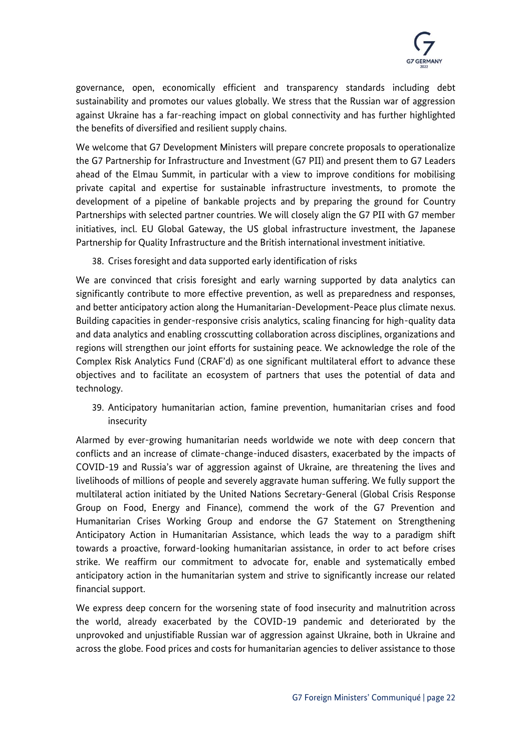governance, open, economically efficient and transparency standards including debt sustainability and promotes our values globally. We stress that the Russian war of aggression against Ukraine has a far-reaching impact on global connectivity and has further highlighted the benefits of diversified and resilient supply chains.

We welcome that G7 Development Ministers will prepare concrete proposals to operationalize the G7 Partnership for Infrastructure and Investment (G7 PII) and present them to G7 Leaders ahead of the Elmau Summit, in particular with a view to improve conditions for mobilising private capital and expertise for sustainable infrastructure investments, to promote the development of a pipeline of bankable projects and by preparing the ground for Country Partnerships with selected partner countries. We will closely align the G7 PII with G7 member initiatives, incl. EU Global Gateway, the US global infrastructure investment, the Japanese Partnership for Quality Infrastructure and the British international investment initiative.

38. Crises foresight and data supported early identification of risks

We are convinced that crisis foresight and early warning supported by data analytics can significantly contribute to more effective prevention, as well as preparedness and responses, and better anticipatory action along the Humanitarian-Development-Peace plus climate nexus. Building capacities in gender-responsive crisis analytics, scaling financing for high-quality data and data analytics and enabling crosscutting collaboration across disciplines, organizations and regions will strengthen our joint efforts for sustaining peace. We acknowledge the role of the Complex Risk Analytics Fund (CRAF'd) as one significant multilateral effort to advance these objectives and to facilitate an ecosystem of partners that uses the potential of data and technology.

39. Anticipatory humanitarian action, famine prevention, humanitarian crises and food insecurity

Alarmed by ever-growing humanitarian needs worldwide we note with deep concern that conflicts and an increase of climate-change-induced disasters, exacerbated by the impacts of COVID-19 and Russia's war of aggression against of Ukraine, are threatening the lives and livelihoods of millions of people and severely aggravate human suffering. We fully support the multilateral action initiated by the United Nations Secretary-General (Global Crisis Response Group on Food, Energy and Finance), commend the work of the G7 Prevention and Humanitarian Crises Working Group and endorse the G7 Statement on Strengthening Anticipatory Action in Humanitarian Assistance, which leads the way to a paradigm shift towards a proactive, forward-looking humanitarian assistance, in order to act before crises strike. We reaffirm our commitment to advocate for, enable and systematically embed anticipatory action in the humanitarian system and strive to significantly increase our related financial support.

We express deep concern for the worsening state of food insecurity and malnutrition across the world, already exacerbated by the COVID-19 pandemic and deteriorated by the unprovoked and unjustifiable Russian war of aggression against Ukraine, both in Ukraine and across the globe. Food prices and costs for humanitarian agencies to deliver assistance to those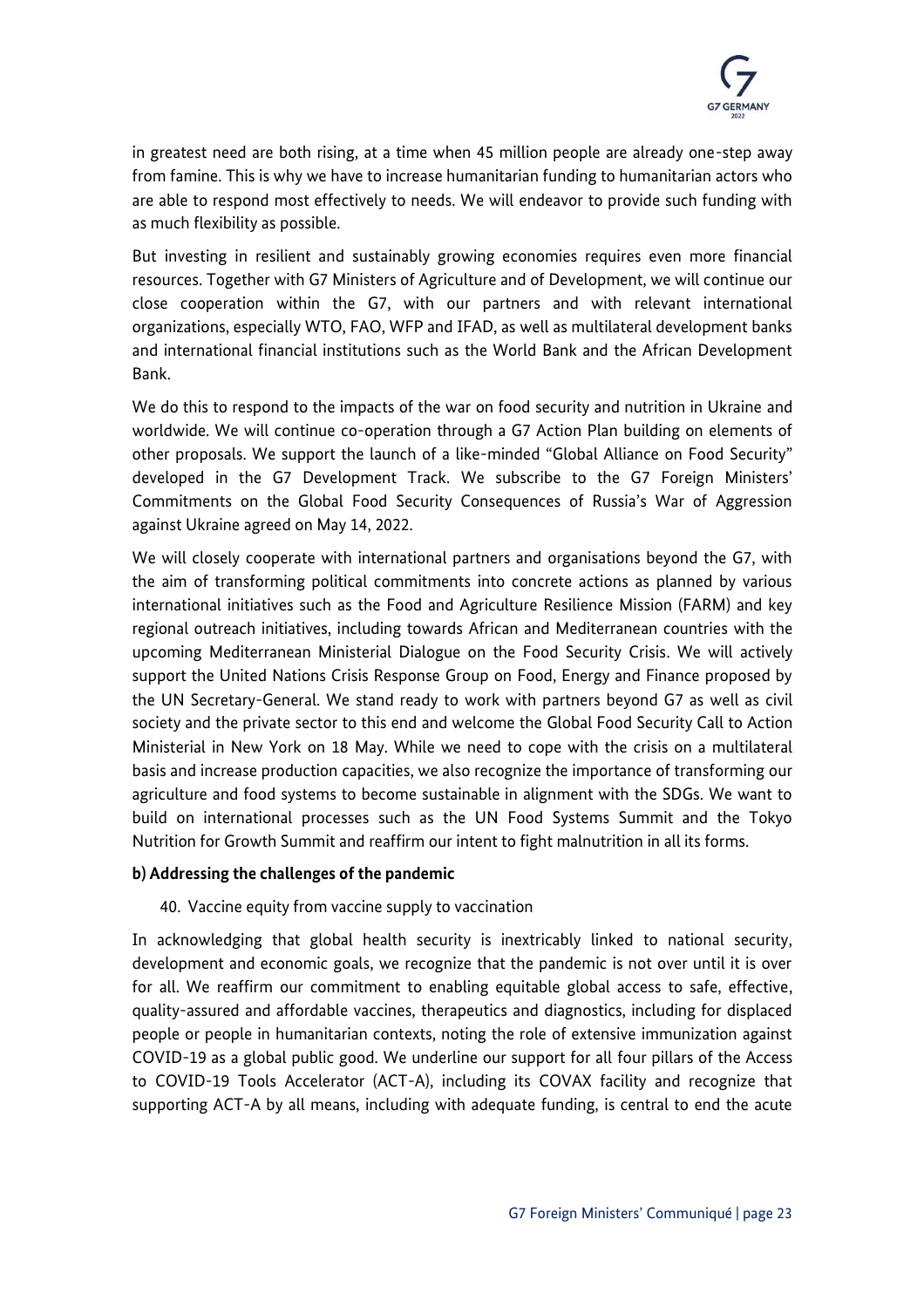in greatest need are both rising, at a time when 45 million people are already one-step away from famine. This is why we have to increase humanitarian funding to humanitarian actors who are able to respond most effectively to needs. We will endeavor to provide such funding with as much flexibility as possible.

But investing in resilient and sustainably growing economies requires even more financial resources. Together with G7 Ministers of Agriculture and of Development, we will continue our close cooperation within the G7, with our partners and with relevant international organizations, especially WTO, FAO, WFP and IFAD, as well as multilateral development banks and international financial institutions such as the World Bank and the African Development Bank.

We do this to respond to the impacts of the war on food security and nutrition in Ukraine and worldwide. We will continue co-operation through a G7 Action Plan building on elements of other proposals. We support the launch of a like-minded "Global Alliance on Food Security" developed in the G7 Development Track. We subscribe to the G7 Foreign Ministers' Commitments on the Global Food Security Consequences of Russia's War of Aggression against Ukraine agreed on May 14, 2022.

We will closely cooperate with international partners and organisations beyond the G7, with the aim of transforming political commitments into concrete actions as planned by various international initiatives such as the Food and Agriculture Resilience Mission (FARM) and key regional outreach initiatives, including towards African and Mediterranean countries with the upcoming Mediterranean Ministerial Dialogue on the Food Security Crisis. We will actively support the United Nations Crisis Response Group on Food, Energy and Finance proposed by the UN Secretary-General. We stand ready to work with partners beyond G7 as well as civil society and the private sector to this end and welcome the Global Food Security Call to Action Ministerial in New York on 18 May. While we need to cope with the crisis on a multilateral basis and increase production capacities, we also recognize the importance of transforming our agriculture and food systems to become sustainable in alignment with the SDGs. We want to build on international processes such as the UN Food Systems Summit and the Tokyo Nutrition for Growth Summit and reaffirm our intent to fight malnutrition in all its forms.

### b) Addressing the challenges of the pandemic

40. Vaccine equity from vaccine supply to vaccination

In acknowledging that global health security is inextricably linked to national security, development and economic goals, we recognize that the pandemic is not over until it is over for all. We reaffirm our commitment to enabling equitable global access to safe, effective, quality-assured and affordable vaccines, therapeutics and diagnostics, including for displaced people or people in humanitarian contexts, noting the role of extensive immunization against COVID-19 as a global public good. We underline our support for all four pillars of the Access to COVID-19 Tools Accelerator (ACT-A), including its COVAX facility and recognize that supporting ACT-A by all means, including with adequate funding, is central to end the acute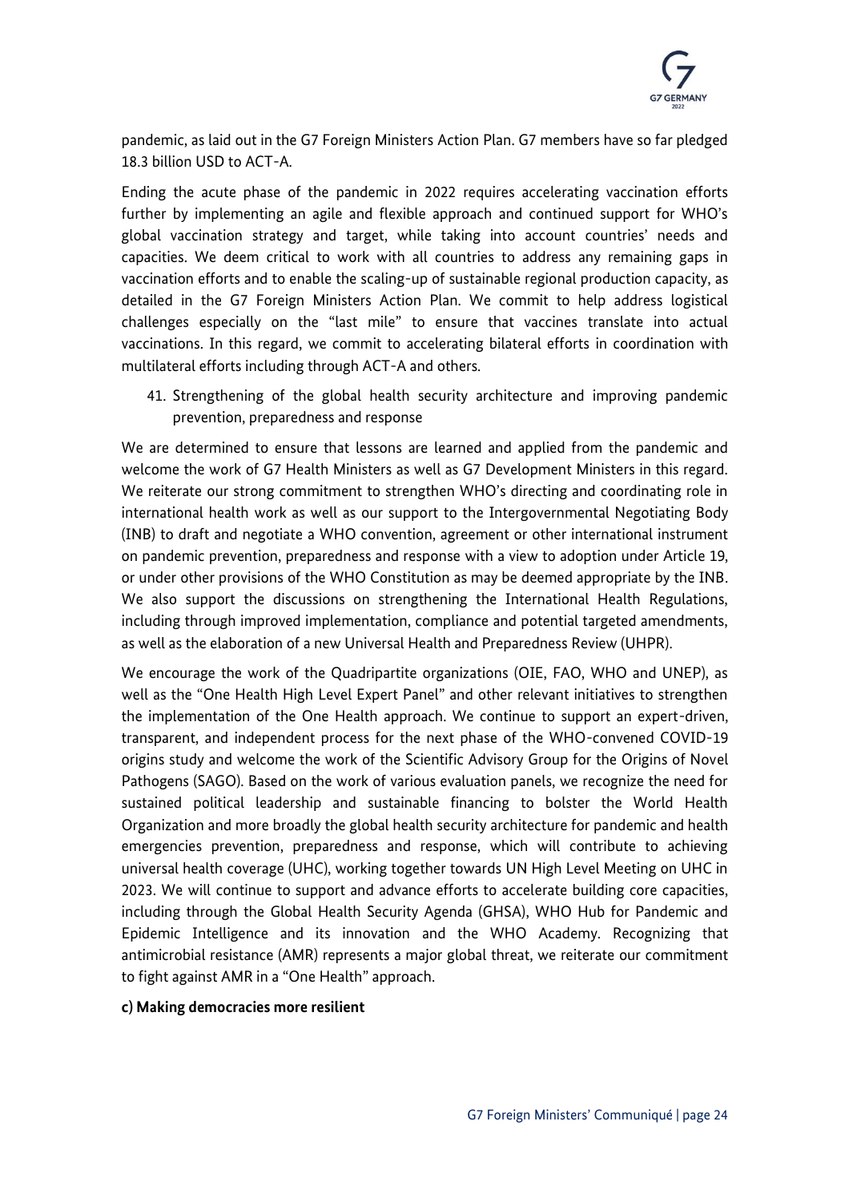pandemic, as laid out in the G7 Foreign Ministers Action Plan. G7 members have so far pledged 18.3 billion USD to ACT-A.

Ending the acute phase of the pandemic in 2022 requires accelerating vaccination efforts further by implementing an agile and flexible approach and continued support for WHO's global vaccination strategy and target, while taking into account countries' needs and capacities. We deem critical to work with all countries to address any remaining gaps in vaccination efforts and to enable the scaling-up of sustainable regional production capacity, as detailed in the G7 Foreign Ministers Action Plan. We commit to help address logistical challenges especially on the "last mile" to ensure that vaccines translate into actual vaccinations. In this regard, we commit to accelerating bilateral efforts in coordination with multilateral efforts including through ACT-A and others.

41. Strengthening of the global health security architecture and improving pandemic prevention, preparedness and response

We are determined to ensure that lessons are learned and applied from the pandemic and welcome the work of G7 Health Ministers as well as G7 Development Ministers in this regard. We reiterate our strong commitment to strengthen WHO's directing and coordinating role in international health work as well as our support to the Intergovernmental Negotiating Body (INB) to draft and negotiate a WHO convention, agreement or other international instrument on pandemic prevention, preparedness and response with a view to adoption under Article 19, or under other provisions of the WHO Constitution as may be deemed appropriate by the INB. We also support the discussions on strengthening the International Health Regulations, including through improved implementation, compliance and potential targeted amendments, as well as the elaboration of a new Universal Health and Preparedness Review (UHPR).

We encourage the work of the Quadripartite organizations (OIE, FAO, WHO and UNEP), as well as the "One Health High Level Expert Panel" and other relevant initiatives to strengthen the implementation of the One Health approach. We continue to support an expert-driven, transparent, and independent process for the next phase of the WHO-convened COVID-19 origins study and welcome the work of the Scientific Advisory Group for the Origins of Novel Pathogens (SAGO). Based on the work of various evaluation panels, we recognize the need for sustained political leadership and sustainable financing to bolster the World Health Organization and more broadly the global health security architecture for pandemic and health emergencies prevention, preparedness and response, which will contribute to achieving universal health coverage (UHC), working together towards UN High Level Meeting on UHC in 2023. We will continue to support and advance efforts to accelerate building core capacities, including through the Global Health Security Agenda (GHSA), WHO Hub for Pandemic and Epidemic Intelligence and its innovation and the WHO Academy. Recognizing that antimicrobial resistance (AMR) represents a major global threat, we reiterate our commitment to fight against AMR in a "One Health" approach.

**c) Making democracies more resilient**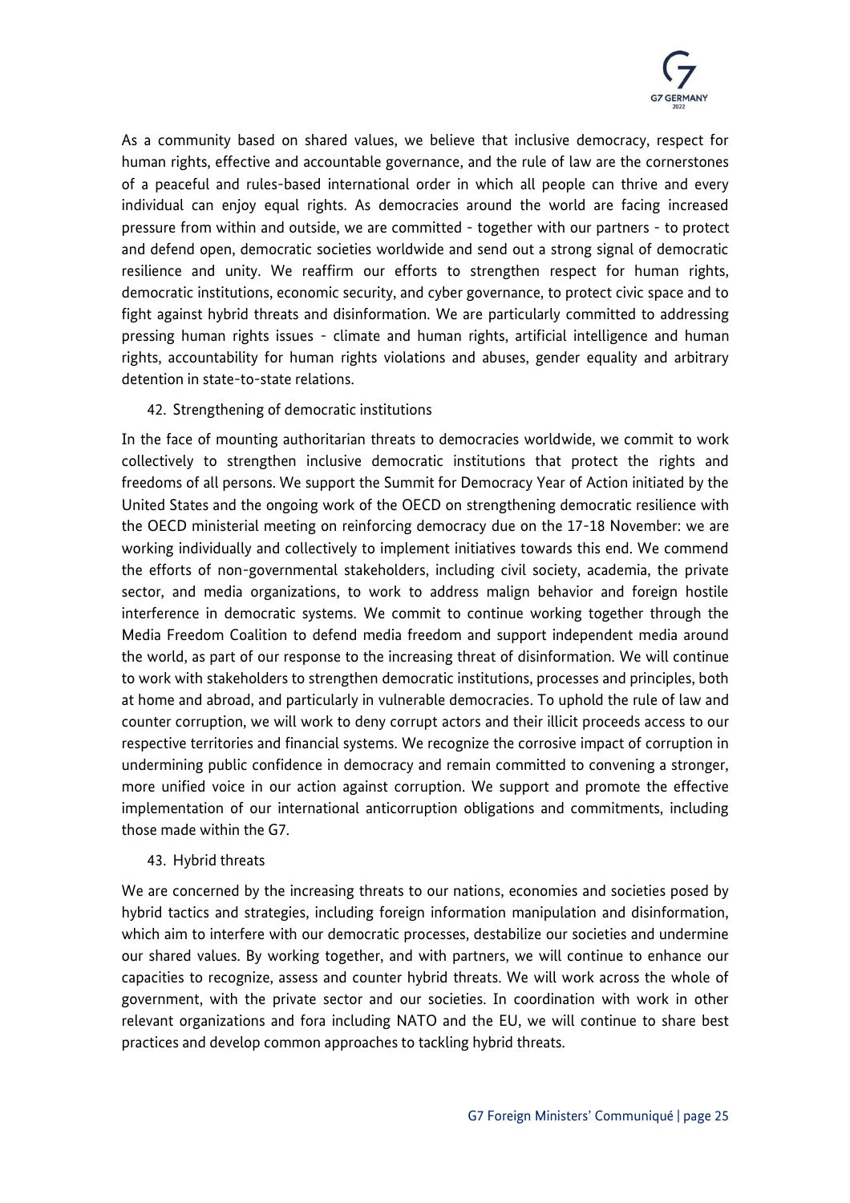As a community based on shared values, we believe that inclusive democracy, respect for human rights, effective and accountable governance, and the rule of law are the cornerstones of a peaceful and rules-based international order in which all people can thrive and every individual can enjoy equal rights. As democracies around the world are facing increased pressure from within and outside, we are committed - together with our partners - to protect and defend open, democratic societies worldwide and send out a strong signal of democratic resilience and unity. We reaffirm our efforts to strengthen respect for human rights, democratic institutions, economic security, and cyber governance, to protect civic space and to fight against hybrid threats and disinformation. We are particularly committed to addressing pressing human rights issues - climate and human rights, artificial intelligence and human rights, accountability for human rights violations and abuses, gender equality and arbitrary detention in state-to-state relations.

42. Strengthening of democratic institutions

In the face of mounting authoritarian threats to democracies worldwide, we commit to work collectively to strengthen inclusive democratic institutions that protect the rights and freedoms of all persons. We support the Summit for Democracy Year of Action initiated by the United States and the ongoing work of the OECD on strengthening democratic resilience with the OECD ministerial meeting on reinforcing democracy due on the 17-18 November: we are working individually and collectively to implement initiatives towards this end. We commend the efforts of non-governmental stakeholders, including civil society, academia, the private sector, and media organizations, to work to address malign behavior and foreign hostile interference in democratic systems. We commit to continue working together through the Media Freedom Coalition to defend media freedom and support independent media around the world, as part of our response to the increasing threat of disinformation. We will continue to work with stakeholders to strengthen democratic institutions, processes and principles, both at home and abroad, and particularly in vulnerable democracies. To uphold the rule of law and counter corruption, we will work to deny corrupt actors and their illicit proceeds access to our respective territories and financial systems. We recognize the corrosive impact of corruption in undermining public confidence in democracy and remain committed to convening a stronger, more unified voice in our action against corruption. We support and promote the effective implementation of our international anticorruption obligations and commitments, including those made within the G7.

43. Hybrid threats

We are concerned by the increasing threats to our nations, economies and societies posed by hybrid tactics and strategies, including foreign information manipulation and disinformation, which aim to interfere with our democratic processes, destabilize our societies and undermine our shared values. By working together, and with partners, we will continue to enhance our capacities to recognize, assess and counter hybrid threats. We will work across the whole of government, with the private sector and our societies. In coordination with work in other relevant organizations and fora including NATO and the EU, we will continue to share best practices and develop common approaches to tackling hybrid threats.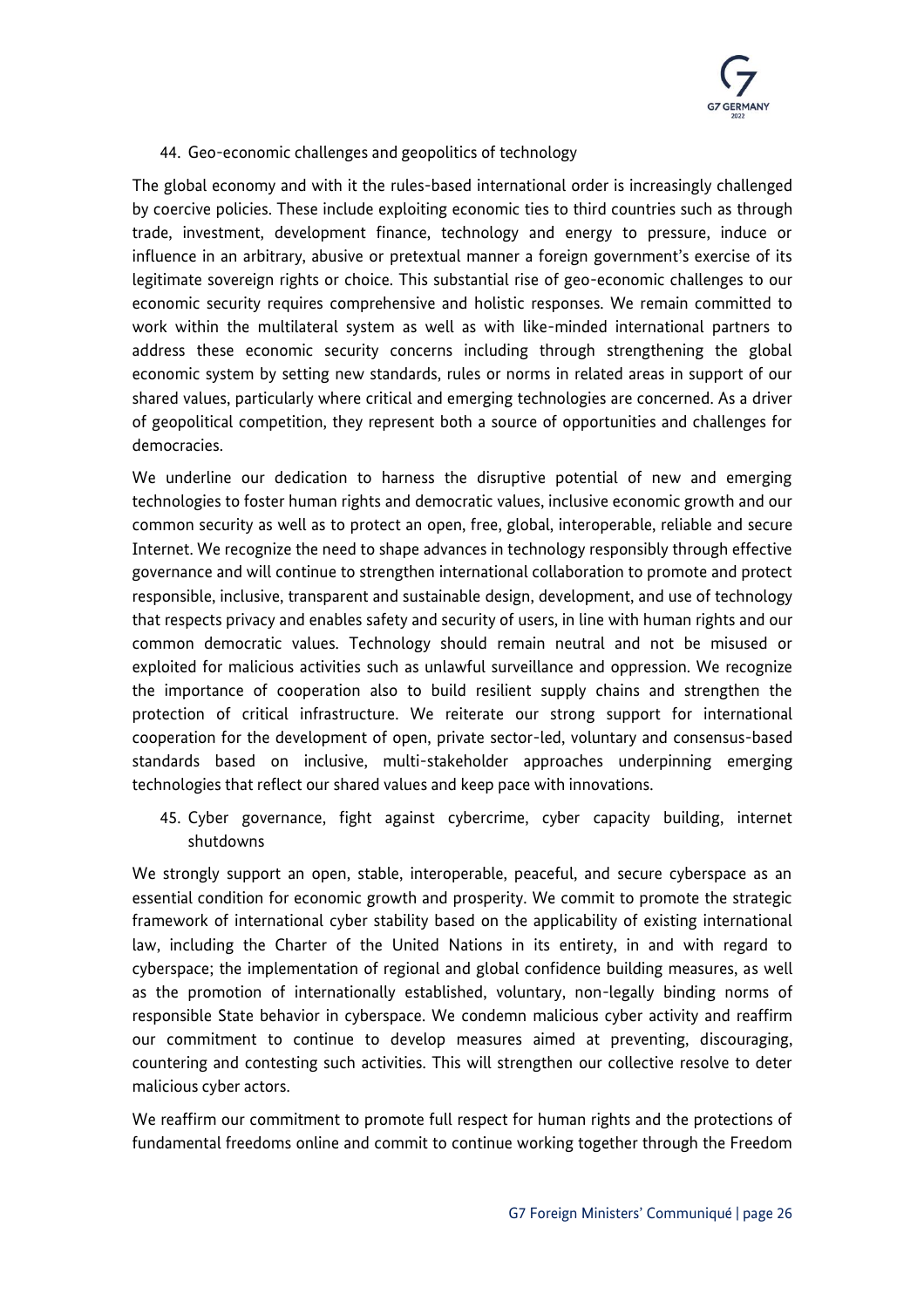44. Geo-economic challenges and geopolitics of technology

The global economy and with it the rules-based international order is increasingly challenged by coercive policies. These include exploiting economic ties to third countries such as through trade, investment, development finance, technology and energy to pressure, induce or influence in an arbitrary, abusive or pretextual manner a foreign government's exercise of its legitimate sovereign rights or choice. This substantial rise of geo-economic challenges to our economic security requires comprehensive and holistic responses. We remain committed to work within the multilateral system as well as with like-minded international partners to address these economic security concerns including through strengthening the global economic system by setting new standards, rules or norms in related areas in support of our shared values, particularly where critical and emerging technologies are concerned. As a driver of geopolitical competition, they represent both a source of opportunities and challenges for democracies.

We underline our dedication to harness the disruptive potential of new and emerging technologies to foster human rights and democratic values, inclusive economic growth and our common security as well as to protect an open, free, global, interoperable, reliable and secure Internet. We recognize the need to shape advances in technology responsibly through effective governance and will continue to strengthen international collaboration to promote and protect responsible, inclusive, transparent and sustainable design, development, and use of technology that respects privacy and enables safety and security of users, in line with human rights and our common democratic values. Technology should remain neutral and not be misused or exploited for malicious activities such as unlawful surveillance and oppression. We recognize the importance of cooperation also to build resilient supply chains and strengthen the protection of critical infrastructure. We reiterate our strong support for international cooperation for the development of open, private sector-led, voluntary and consensus-based standards based on inclusive, multi-stakeholder approaches underpinning emerging technologies that reflect our shared values and keep pace with innovations.

45. Cyber governance, fight against cybercrime, cyber capacity building, internet shutdowns

We strongly support an open, stable, interoperable, peaceful, and secure cyberspace as an essential condition for economic growth and prosperity. We commit to promote the strategic framework of international cyber stability based on the applicability of existing international law, including the Charter of the United Nations in its entirety, in and with regard to cyberspace; the implementation of regional and global confidence building measures, as well as the promotion of internationally established, voluntary, non-legally binding norms of responsible State behavior in cyberspace. We condemn malicious cyber activity and reaffirm our commitment to continue to develop measures aimed at preventing, discouraging, countering and contesting such activities. This will strengthen our collective resolve to deter malicious cyber actors.

We reaffirm our commitment to promote full respect for human rights and the protections of fundamental freedoms online and commit to continue working together through the Freedom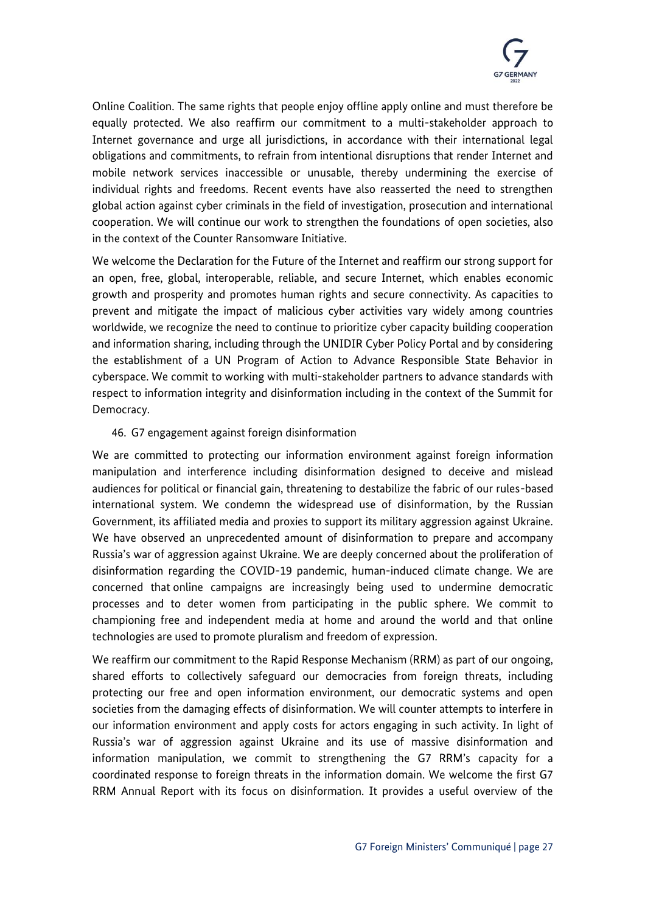Online Coalition. The same rights that people enjoy offline apply online and must therefore be equally protected. We also reaffirm our commitment to a multi-stakeholder approach to Internet governance and urge all jurisdictions, in accordance with their international legal obligations and commitments, to refrain from intentional disruptions that render Internet and mobile network services inaccessible or unusable, thereby undermining the exercise of individual rights and freedoms. Recent events have also reasserted the need to strengthen global action against cyber criminals in the field of investigation, prosecution and international cooperation. We will continue our work to strengthen the foundations of open societies, also in the context of the Counter Ransomware Initiative.

We welcome the Declaration for the Future of the Internet and reaffirm our strong support for an open, free, global, interoperable, reliable, and secure Internet, which enables economic growth and prosperity and promotes human rights and secure connectivity. As capacities to prevent and mitigate the impact of malicious cyber activities vary widely among countries worldwide, we recognize the need to continue to prioritize cyber capacity building cooperation and information sharing, including through the UNIDIR Cyber Policy Portal and by considering the establishment of a UN Program of Action to Advance Responsible State Behavior in cyberspace. We commit to working with multi-stakeholder partners to advance standards with respect to information integrity and disinformation including in the context of the Summit for Democracy.

46. G7 engagement against foreign disinformation

We are committed to protecting our information environment against foreign information manipulation and interference including disinformation designed to deceive and mislead audiences for political or financial gain, threatening to destabilize the fabric of our rules-based international system. We condemn the widespread use of disinformation, by the Russian Government, its affiliated media and proxies to support its military aggression against Ukraine. We have observed an unprecedented amount of disinformation to prepare and accompany Russia's war of aggression against Ukraine. We are deeply concerned about the proliferation of disinformation regarding the COVID-19 pandemic, human-induced climate change. We are concerned that online campaigns are increasingly being used to undermine democratic processes and to deter women from participating in the public sphere. We commit to championing free and independent media at home and around the world and that online technologies are used to promote pluralism and freedom of expression.

We reaffirm our commitment to the Rapid Response Mechanism (RRM) as part of our ongoing, shared efforts to collectively safeguard our democracies from foreign threats, including protecting our free and open information environment, our democratic systems and open societies from the damaging effects of disinformation. We will counter attempts to interfere in our information environment and apply costs for actors engaging in such activity. In light of Russia's war of aggression against Ukraine and its use of massive disinformation and information manipulation, we commit to strengthening the G7 RRM's capacity for a coordinated response to foreign threats in the information domain. We welcome the first G7 RRM Annual Report with its focus on disinformation. It provides a useful overview of the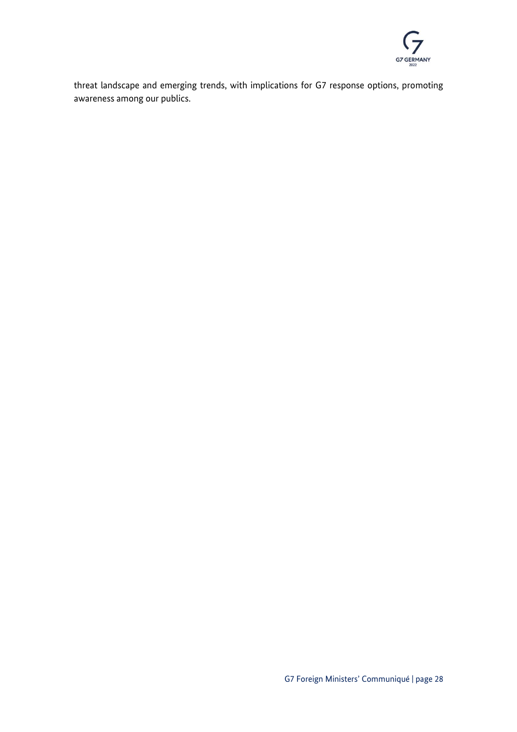threat landscape and emerging trends, with implications for G7 response options, promoting awareness among our publics.